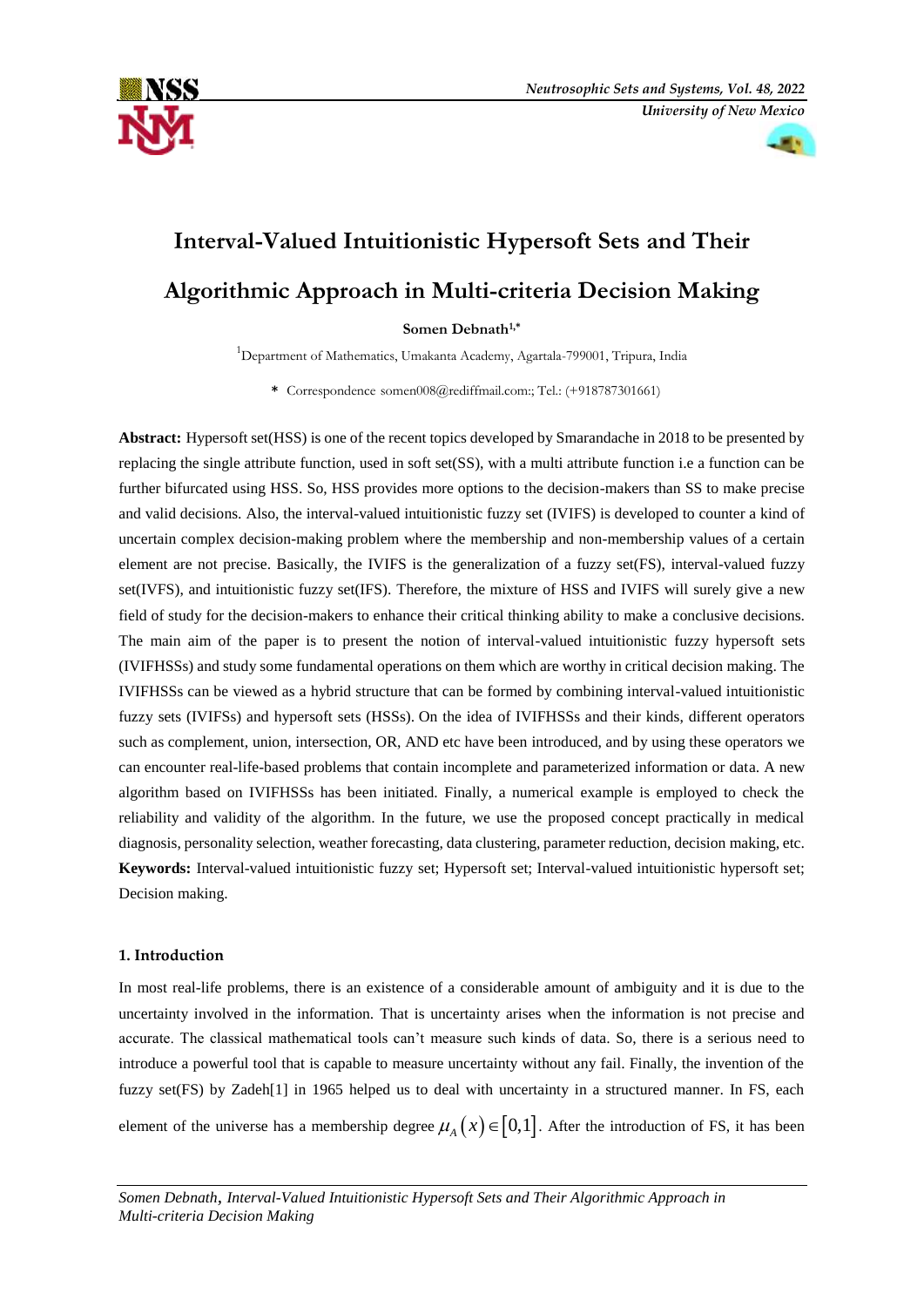# Interval-Valued Intuitionistic Hypersoft Sets and Their Algorithmic Approach in Multi-criteria Decision Making

**Somen Debnath[1,*]**

[1]Department of Mathematics, Umakanta Academy, Agartala-799001, Tripura, India

\* Correspondence somen008@rediffmail.com:; Tel.: (+918787301661)

**Abstract:** Hypersoft set(HSS) is one of the recent topics developed by Smarandache in 2018 to be presented by replacing the single attribute function, used in soft set(SS), with a multi attribute function i.e a function can be further bifurcated using HSS. So, HSS provides more options to the decision-makers than SS to make precise and valid decisions. Also, the interval-valued intuitionistic fuzzy set (IVIFS) is developed to counter a kind of uncertain complex decision-making problem where the membership and non-membership values of a certain element are not precise. Basically, the IVIFS is the generalization of a fuzzy set(FS), interval-valued fuzzy set(IVFS), and intuitionistic fuzzy set(IFS). Therefore, the mixture of HSS and IVIFS will surely give a new field of study for the decision-makers to enhance their critical thinking ability to make a conclusive decisions. The main aim of the paper is to present the notion of interval-valued intuitionistic fuzzy hypersoft sets (IVIFHSSs) and study some fundamental operations on them which are worthy in critical decision making. The IVIFHSSs can be viewed as a hybrid structure that can be formed by combining interval-valued intuitionistic fuzzy sets (IVIFSs) and hypersoft sets (HSSs). On the idea of IVIFHSSs and their kinds, different operators such as complement, union, intersection, OR, AND etc have been introduced, and by using these operators we can encounter real-life-based problems that contain incomplete and parameterized information or data. A new algorithm based on IVIFHSSs has been initiated. Finally, a numerical example is employed to check the reliability and validity of the algorithm. In the future, we use the proposed concept practically in medical diagnosis, personality selection, weather forecasting, data clustering, parameter reduction, decision making, etc.

**Keywords:** Interval-valued intuitionistic fuzzy set; Hypersoft set; Interval-valued intuitionistic hypersoft set; Decision making.

## 1. Introduction

In most real-life problems, there is an existence of a considerable amount of ambiguity and it is due to the uncertainty involved in the information. That is uncertainty arises when the information is not precise and accurate. The classical mathematical tools can't measure such kinds of data. So, there is a serious need to introduce a powerful tool that is capable to measure uncertainty without any fail. Finally, the invention of the fuzzy set(FS) by Zadeh[1] in 1965 helped us to deal with uncertainty in a structured manner. In FS, each element of the universe has a membership degree $\mu_A(x) \in [0,1]$. After the introduction of FS, it has been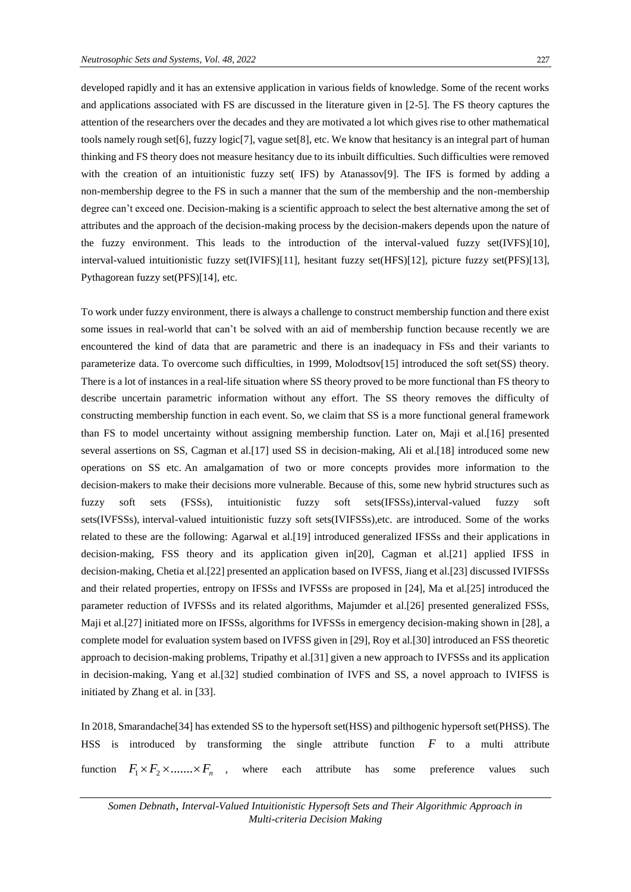developed rapidly and it has an extensive application in various fields of knowledge. Some of the recent works and applications associated with FS are discussed in the literature given in [2-5]. The FS theory captures the attention of the researchers over the decades and they are motivated a lot which gives rise to other mathematical tools namely rough set[6], fuzzy logic[7], vague set[8], etc. We know that hesitancy is an integral part of human thinking and FS theory does not measure hesitancy due to its inbuilt difficulties. Such difficulties were removed with the creation of an intuitionistic fuzzy set( IFS) by Atanassov[9]. The IFS is formed by adding a non-membership degree to the FS in such a manner that the sum of the membership and the non-membership degree can't exceed one. Decision-making is a scientific approach to select the best alternative among the set of attributes and the approach of the decision-making process by the decision-makers depends upon the nature of the fuzzy environment. This leads to the introduction of the interval-valued fuzzy set(IVFS)[10], interval-valued intuitionistic fuzzy set(IVIFS)[11], hesitant fuzzy set(HFS)[12], picture fuzzy set(PFS)[13], Pythagorean fuzzy set(PFS)[14], etc.

To work under fuzzy environment, there is always a challenge to construct membership function and there exist some issues in real-world that can't be solved with an aid of membership function because recently we are encountered the kind of data that are parametric and there is an inadequacy in FSs and their variants to parameterize data. To overcome such difficulties, in 1999, Molodtsov[15] introduced the soft set(SS) theory. There is a lot of instances in a real-life situation where SS theory proved to be more functional than FS theory to describe uncertain parametric information without any effort. The SS theory removes the difficulty of constructing membership function in each event. So, we claim that SS is a more functional general framework than FS to model uncertainty without assigning membership function. Later on, Maji et al.[16] presented several assertions on SS, Cagman et al.[17] used SS in decision-making, Ali et al.[18] introduced some new operations on SS etc. An amalgamation of two or more concepts provides more information to the decision-makers to make their decisions more vulnerable. Because of this, some new hybrid structures such as fuzzy soft sets (FSSs), intuitionistic fuzzy soft sets(IFSSs),interval-valued fuzzy soft sets(IVFSSs), interval-valued intuitionistic fuzzy soft sets(IVIFSSs),etc. are introduced. Some of the works related to these are the following: Agarwal et al.[19] introduced generalized IFSSs and their applications in decision-making, FSS theory and its application given in[20], Cagman et al.[21] applied IFSS in decision-making, Chetia et al.[22] presented an application based on IVFSS, Jiang et al.[23] discussed IVIFSSs and their related properties, entropy on IFSSs and IVFSSs are proposed in [24], Ma et al.[25] introduced the parameter reduction of IVFSSs and its related algorithms, Majumder et al.[26] presented generalized FSSs, Maji et al.[27] initiated more on IFSSs, algorithms for IVFSSs in emergency decision-making shown in [28], a complete model for evaluation system based on IVFSS given in [29], Roy et al.[30] introduced an FSS theoretic approach to decision-making problems, Tripathy et al.[31] given a new approach to IVFSSs and its application in decision-making, Yang et al.[32] studied combination of IVFS and SS, a novel approach to IVIFSS is initiated by Zhang et al. in [33].

In 2018, Smarandache[34] has extended SS to the hypersoft set(HSS) and pilthogenic hypersoft set(PHSS). The HSS is introduced by transforming the single attribute function $F$ to a multi attribute function $F_1 \times F_2 \times ....... \times F_n$ , where each attribute has some preference values such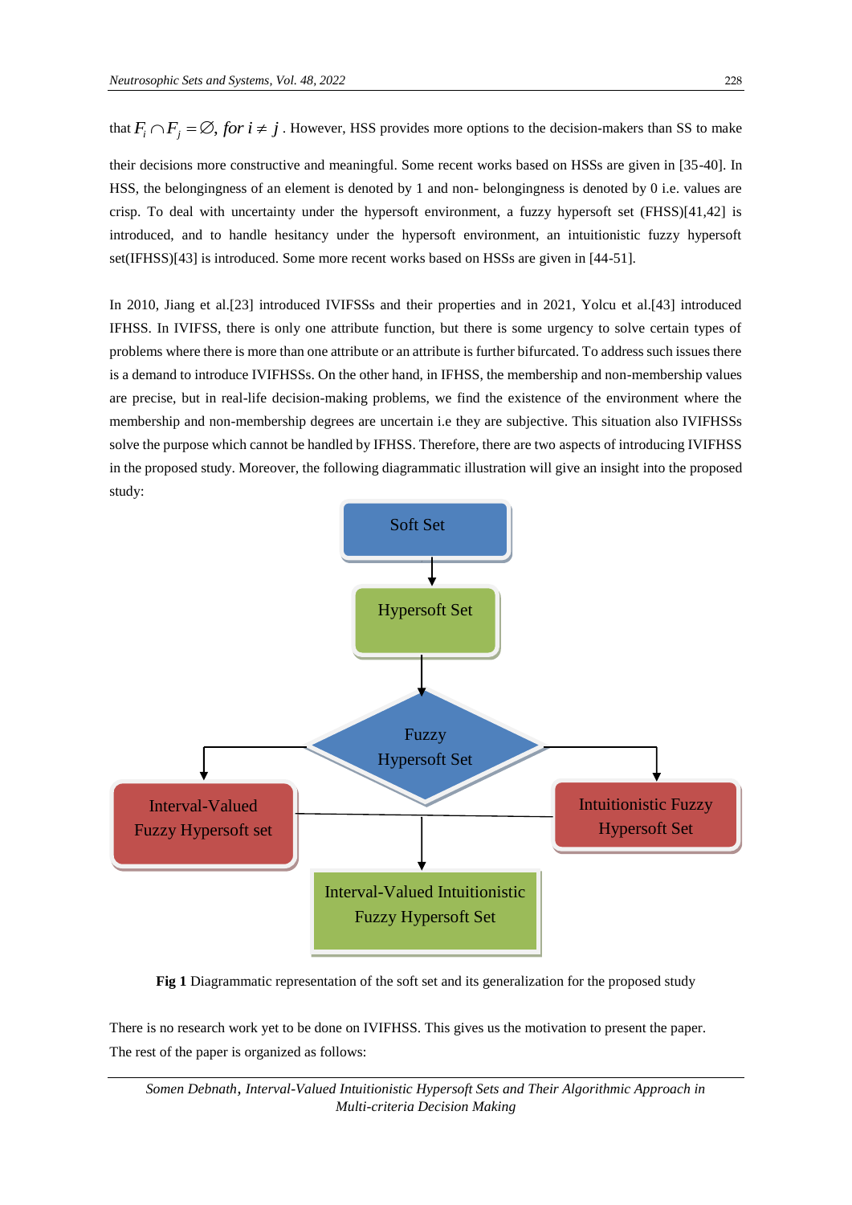that $F_i \cap F_j = \varnothing, \ for \ i \neq j$. However, HSS provides more options to the decision-makers than SS to make their decisions more constructive and meaningful. Some recent works based on HSSs are given in [35-40]. In HSS, the belongingness of an element is denoted by 1 and non- belongingness is denoted by 0 i.e. values are crisp. To deal with uncertainty under the hypersoft environment, a fuzzy hypersoft set (FHSS)[41,42] is introduced, and to handle hesitancy under the hypersoft environment, an intuitionistic fuzzy hypersoft set(IFHSS)[43] is introduced. Some more recent works based on HSSs are given in [44-51].

In 2010, Jiang et al.[23] introduced IVIFSSs and their properties and in 2021, Yolcu et al.[43] introduced IFHSS. In IVIFSS, there is only one attribute function, but there is some urgency to solve certain types of problems where there is more than one attribute or an attribute is further bifurcated. To address such issues there is a demand to introduce IVIFHSSs. On the other hand, in IFHSS, the membership and non-membership values are precise, but in real-life decision-making problems, we find the existence of the environment where the membership and non-membership degrees are uncertain i.e they are subjective. This situation also IVIFHSSs solve the purpose which cannot be handled by IFHSS. Therefore, there are two aspects of introducing IVIFHSS in the proposed study. Moreover, the following diagrammatic illustration will give an insight into the proposed study:

Soft Set → Hypersoft Set → Fuzzy Hypersoft Set → Interval-Valued Fuzzy Hypersoft set; Intuitionistic Fuzzy Hypersoft Set → Interval-Valued Intuitionistic Fuzzy Hypersoft Set

**Fig 1** Diagrammatic representation of the soft set and its generalization for the proposed study

There is no research work yet to be done on IVIFHSS. This gives us the motivation to present the paper. The rest of the paper is organized as follows: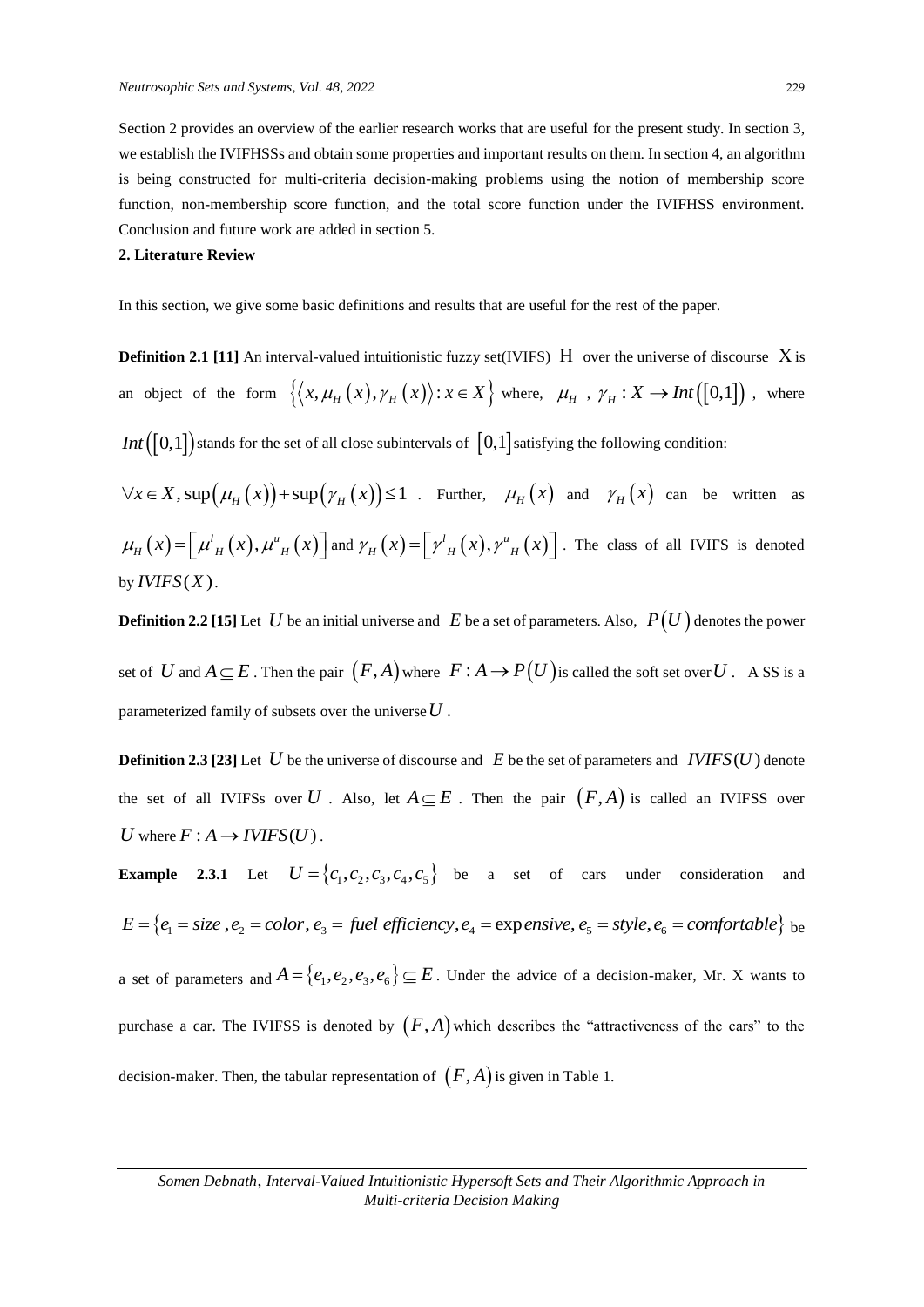Section 2 provides an overview of the earlier research works that are useful for the present study. In section 3, we establish the IVIFHSSs and obtain some properties and important results on them. In section 4, an algorithm is being constructed for multi-criteria decision-making problems using the notion of membership score function, non-membership score function, and the total score function under the IVIFHSS environment. Conclusion and future work are added in section 5.

## 2. Literature Review

In this section, we give some basic definitions and results that are useful for the rest of the paper.

**Definition 2.1 [11]** An interval-valued intuitionistic fuzzy set(IVIFS) $H$ over the universe of discourse $X$ is an object of the form $\{\langle x, \mu_H(x), \gamma_H(x)\rangle : x \in X\}$ where, $\mu_H$ , $\gamma_H : X \to Int([0,1])$ , where $Int([0,1])$ stands for the set of all close subintervals of $[0,1]$ satisfying the following condition: $\forall x \in X, \sup(\mu_H(x)) + \sup(\gamma_H(x)) \leq 1$ . Further, $\mu_H(x)$ and $\gamma_H(x)$ can be written as $\mu_H(x) = [\mu^l{}_H(x), \mu^u{}_H(x)]$ and $\gamma_H(x) = [\gamma^l{}_H(x), \gamma^u{}_H(x)]$ . The class of all IVIFS is denoted by $IVIFS(X)$.

**Definition 2.2 [15]** Let $U$ be an initial universe and $E$ be a set of parameters. Also, $P(U)$ denotes the power set of $U$ and $A \subseteq E$ . Then the pair $(F, A)$ where $F : A \to P(U)$ is called the soft set over $U$ . A SS is a parameterized family of subsets over the universe $U$ .

**Definition 2.3 [23]** Let $U$ be the universe of discourse and $E$ be the set of parameters and $IVIFS(U)$ denote the set of all IVIFSs over $U$ . Also, let $A \subseteq E$ . Then the pair $(F, A)$ is called an IVIFSS over $U$ where $F : A \to IVIFS(U)$ .

**Example 2.3.1** Let $U = \{c_1, c_2, c_3, c_4, c_5\}$ be a set of cars under consideration and $E = \{e_1 = size, e_2 = color, e_3 = fuel\ efficiency, e_4 = expensive, e_5 = style, e_6 = comfortable\}$ be a set of parameters and $A = \{e_1, e_2, e_3, e_6\} \subseteq E$ . Under the advice of a decision-maker, Mr. X wants to purchase a car. The IVIFSS is denoted by $(F, A)$ which describes the "attractiveness of the cars" to the decision-maker. Then, the tabular representation of $(F, A)$ is given in Table 1.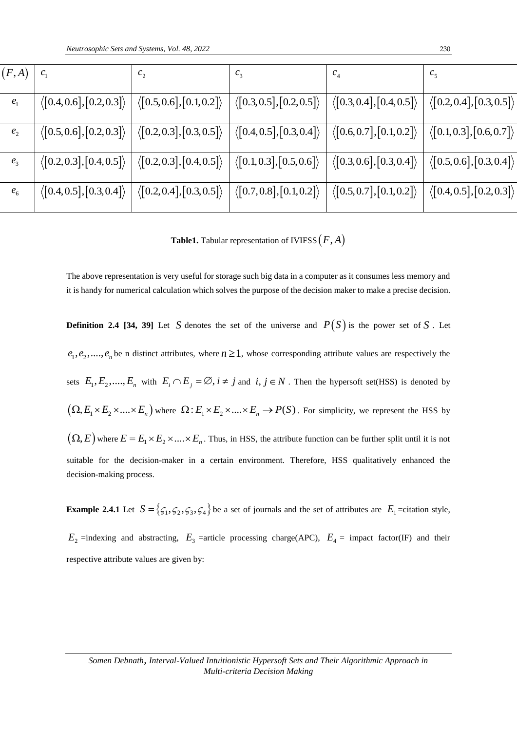| $(F,A)$ | $c_1$ | $c_2$ | $c_3$ | $c_4$ | $c_5$ |
|---|---|---|---|---|---|
| $e_1$ | $\langle[0.4,0.6],[0.2,0.3]\rangle$ | $\langle[0.5,0.6],[0.1,0.2]\rangle$ | $\langle[0.3,0.5],[0.2,0.5]\rangle$ | $\langle[0.3,0.4],[0.4,0.5]\rangle$ | $\langle[0.2,0.4],[0.3,0.5]\rangle$ |
| $e_2$ | $\langle[0.5,0.6],[0.2,0.3]\rangle$ | $\langle[0.2,0.3],[0.3,0.5]\rangle$ | $\langle[0.4,0.5],[0.3,0.4]\rangle$ | $\langle[0.6,0.7],[0.1,0.2]\rangle$ | $\langle[0.1,0.3],[0.6,0.7]\rangle$ |
| $e_3$ | $\langle[0.2,0.3],[0.4,0.5]\rangle$ | $\langle[0.2,0.3],[0.4,0.5]\rangle$ | $\langle[0.1,0.3],[0.5,0.6]\rangle$ | $\langle[0.3,0.6],[0.3,0.4]\rangle$ | $\langle[0.5,0.6],[0.3,0.4]\rangle$ |
| $e_6$ | $\langle[0.4,0.5],[0.3,0.4]\rangle$ | $\langle[0.2,0.4],[0.3,0.5]\rangle$ | $\langle[0.7,0.8],[0.1,0.2]\rangle$ | $\langle[0.5,0.7],[0.1,0.2]\rangle$ | $\langle[0.4,0.5],[0.2,0.3]\rangle$ |

**Table1.** Tabular representation of IVIFSS $(F,A)$

The above representation is very useful for storage such big data in a computer as it consumes less memory and it is handy for numerical calculation which solves the purpose of the decision maker to make a precise decision.

**Definition 2.4 [34, 39]** Let $S$ denotes the set of the universe and $P(S)$ is the power set of $S$. Let $e_1, e_2, ...., e_n$ be n distinct attributes, where $n \geq 1$, whose corresponding attribute values are respectively the sets $E_1, E_2, ....., E_n$ with $E_i \cap E_j = \varnothing, i \neq j$ and $i, j \in N$. Then the hypersoft set(HSS) is denoted by $(\Omega, E_1 \times E_2 \times .... \times E_n)$ where $\Omega : E_1 \times E_2 \times .... \times E_n \rightarrow P(S)$. For simplicity, we represent the HSS by $(\Omega, E)$ where $E = E_1 \times E_2 \times .... \times E_n$. Thus, in HSS, the attribute function can be further split until it is not suitable for the decision-maker in a certain environment. Therefore, HSS qualitatively enhanced the decision-making process.

**Example 2.4.1** Let $S = \{\varsigma_1, \varsigma_2, \varsigma_3, \varsigma_4\}$ be a set of journals and the set of attributes are $E_1$ =citation style, $E_2$ =indexing and abstracting, $E_3$ =article processing charge(APC), $E_4$ = impact factor(IF) and their respective attribute values are given by: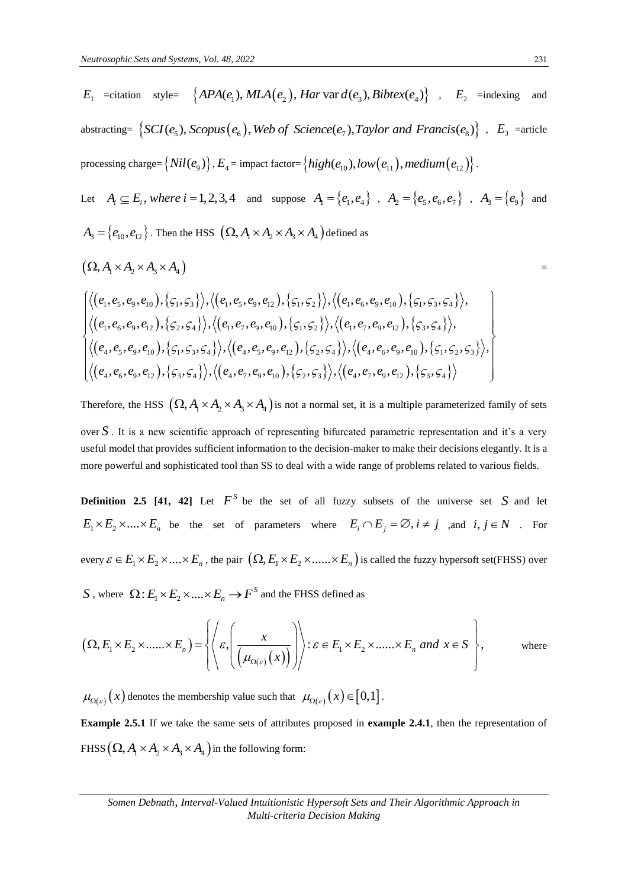$E_1$ =citation style= $\{APA(e_1), MLA(e_2), Har\text{var}d(e_3), Bibtex(e_4)\}$ , $E_2$ =indexing and abstracting= $\{SCI(e_5), Scopus(e_6), Web\ of\ Science(e_7), Taylor\ and\ Francis(e_8)\}$ , $E_3$ =article processing charge= $\{Nil(e_9)\}$ , $E_4$ = impact factor= $\{high(e_{10}), low(e_{11}), medium(e_{12})\}$.

Let $A_i \subseteq E_i, where\ i = 1,2,3,4$ and suppose $A_1 = \{e_1, e_4\}$ , $A_2 = \{e_5, e_6, e_7\}$ , $A_3 = \{e_9\}$ and $A_3 = \{e_{10}, e_{12}\}$. Then the HSS $(\Omega, A_1 \times A_2 \times A_3 \times A_4)$ defined as

$$(\Omega, A_1 \times A_2 \times A_3 \times A_4) =$$

$$\left\{\begin{array}{l} \langle(e_1,e_5,e_9,e_{10}),\{\varsigma_1,\varsigma_3\}\rangle, \langle(e_1,e_5,e_9,e_{12}),\{\varsigma_1,\varsigma_2\}\rangle, \langle(e_1,e_6,e_9,e_{10}),\{\varsigma_1,\varsigma_3,\varsigma_4\}\rangle, \\ \langle(e_1,e_6,e_9,e_{12}),\{\varsigma_2,\varsigma_4\}\rangle, \langle(e_1,e_7,e_9,e_{10}),\{\varsigma_1,\varsigma_2\}\rangle, \langle(e_1,e_7,e_9,e_{12}),\{\varsigma_3,\varsigma_4\}\rangle, \\ \langle(e_4,e_5,e_9,e_{10}),\{\varsigma_1,\varsigma_3,\varsigma_4\}\rangle, \langle(e_4,e_5,e_9,e_{12}),\{\varsigma_2,\varsigma_4\}\rangle, \langle(e_4,e_6,e_9,e_{10}),\{\varsigma_1,\varsigma_2,\varsigma_3\}\rangle, \\ \langle(e_4,e_6,e_9,e_{12}),\{\varsigma_3,\varsigma_4\}\rangle, \langle(e_4,e_7,e_9,e_{10}),\{\varsigma_2,\varsigma_3\}\rangle, \langle(e_4,e_7,e_9,e_{12}),\{\varsigma_3,\varsigma_4\}\rangle \end{array}\right\}$$

Therefore, the HSS $(\Omega, A_1 \times A_2 \times A_3 \times A_4)$ is not a normal set, it is a multiple parameterized family of sets over $S$. It is a new scientific approach of representing bifurcated parametric representation and it's a very useful model that provides sufficient information to the decision-maker to make their decisions elegantly. It is a more powerful and sophisticated tool than SS to deal with a wide range of problems related to various fields.

**Definition 2.5 [41, 42]** Let $F^S$ be the set of all fuzzy subsets of the universe set $S$ and let $E_1 \times E_2 \times .... \times E_n$ be the set of parameters where $E_i \cap E_j = \varnothing, i \neq j$ ,and $i, j \in N$ . For every $\varepsilon \in E_1 \times E_2 \times .... \times E_n$, the pair $(\Omega, E_1 \times E_2 \times ...... \times E_n)$ is called the fuzzy hypersoft set(FHSS) over $S$, where $\Omega : E_1 \times E_2 \times .... \times E_n \to F^S$ and the FHSS defined as

$$(\Omega, E_1 \times E_2 \times ...... \times E_n) = \left\{ \left\langle \varepsilon, \left( \frac{x}{(\mu_{\Omega(\varepsilon)}(x))} \right) \right\rangle : \varepsilon \in E_1 \times E_2 \times ...... \times E_n \ and \ x \in S \right\}, \quad \text{where}$$

$\mu_{\Omega(\varepsilon)}(x)$ denotes the membership value such that $\mu_{\Omega(\varepsilon)}(x) \in [0,1]$.

**Example 2.5.1** If we take the same sets of attributes proposed in **example 2.4.1**, then the representation of FHSS $(\Omega, A_1 \times A_2 \times A_3 \times A_4)$ in the following form: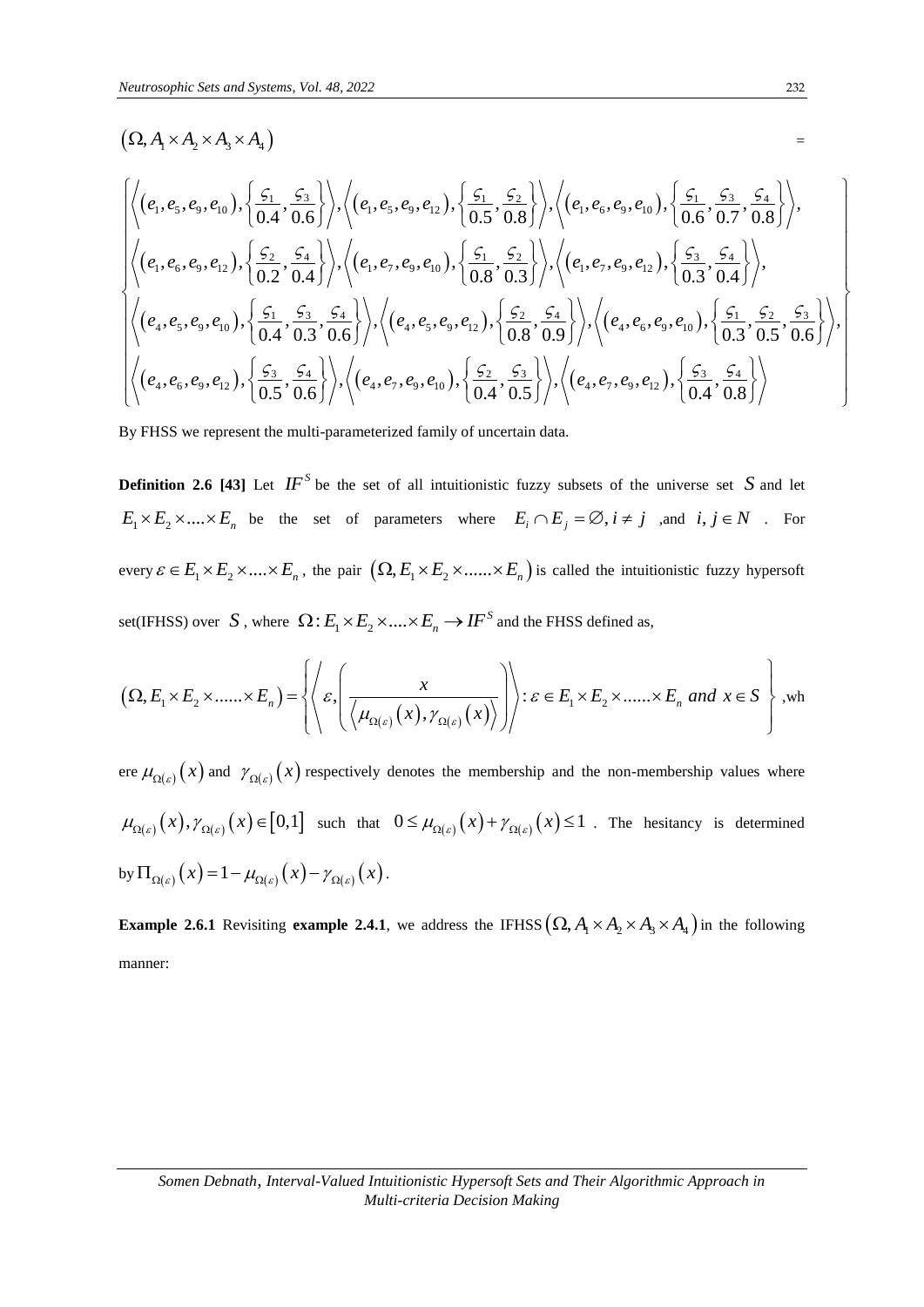$$\left(\Omega, A_1 \times A_2 \times A_3 \times A_4\right) =$$

$$\left\{\begin{array}{l}\left\langle\left(e_1, e_5, e_9, e_{10}\right),\left\{\frac{\varsigma_1}{0.4}, \frac{\varsigma_3}{0.6}\right\}\right\rangle,\left\langle\left(e_1, e_5, e_9, e_{12}\right),\left\{\frac{\varsigma_1}{0.5}, \frac{\varsigma_2}{0.8}\right\}\right\rangle,\left\langle\left(e_1, e_6, e_9, e_{10}\right),\left\{\frac{\varsigma_1}{0.6}, \frac{\varsigma_3}{0.7}, \frac{\varsigma_4}{0.8}\right\}\right\rangle, \\ \left\langle\left(e_1, e_6, e_9, e_{12}\right),\left\{\frac{\varsigma_2}{0.2}, \frac{\varsigma_4}{0.4}\right\}\right\rangle,\left\langle\left(e_1, e_7, e_9, e_{10}\right),\left\{\frac{\varsigma_1}{0.8}, \frac{\varsigma_2}{0.3}\right\}\right\rangle,\left\langle\left(e_1, e_7, e_9, e_{12}\right),\left\{\frac{\varsigma_3}{0.3}, \frac{\varsigma_4}{0.4}\right\}\right\rangle, \\ \left\langle\left(e_4, e_5, e_9, e_{10}\right),\left\{\frac{\varsigma_1}{0.4}, \frac{\varsigma_3}{0.3}, \frac{\varsigma_4}{0.6}\right\}\right\rangle,\left\langle\left(e_4, e_5, e_9, e_{12}\right),\left\{\frac{\varsigma_2}{0.8}, \frac{\varsigma_4}{0.9}\right\}\right\rangle,\left\langle\left(e_4, e_6, e_9, e_{10}\right),\left\{\frac{\varsigma_1}{0.3}, \frac{\varsigma_2}{0.5}, \frac{\varsigma_3}{0.6}\right\}\right\rangle, \\ \left\langle\left(e_4, e_6, e_9, e_{12}\right),\left\{\frac{\varsigma_3}{0.5}, \frac{\varsigma_4}{0.6}\right\}\right\rangle,\left\langle\left(e_4, e_7, e_9, e_{10}\right),\left\{\frac{\varsigma_2}{0.4}, \frac{\varsigma_3}{0.5}\right\}\right\rangle,\left\langle\left(e_4, e_7, e_9, e_{12}\right),\left\{\frac{\varsigma_3}{0.4}, \frac{\varsigma_4}{0.8}\right\}\right\rangle\end{array}\right\}$$

By FHSS we represent the multi-parameterized family of uncertain data.

**Definition 2.6 [43]** Let $IF^S$ be the set of all intuitionistic fuzzy subsets of the universe set $S$ and let $E_1 \times E_2 \times .... \times E_n$ be the set of parameters where $E_i \cap E_j = \varnothing, i \neq j$ ,and $i, j \in N$ . For every $\varepsilon \in E_1 \times E_2 \times .... \times E_n$, the pair $\left(\Omega, E_1 \times E_2 \times ...... \times E_n\right)$ is called the intuitionistic fuzzy hypersoft set(IFHSS) over $S$, where $\Omega : E_1 \times E_2 \times .... \times E_n \rightarrow IF^S$ and the FHSS defined as,

$$\left(\Omega, E_1 \times E_2 \times ...... \times E_n\right) = \left\{\left\langle \varepsilon, \left(\frac{x}{\left\langle \mu_{\Omega(\varepsilon)}(x), \gamma_{\Omega(\varepsilon)}(x)\right\rangle}\right)\right\rangle : \varepsilon \in E_1 \times E_2 \times ...... \times E_n \text{ and } x \in S\right\}$$ ,where $\mu_{\Omega(\varepsilon)}(x)$ and $\gamma_{\Omega(\varepsilon)}(x)$ respectively denotes the membership and the non-membership values where $\mu_{\Omega(\varepsilon)}(x), \gamma_{\Omega(\varepsilon)}(x) \in [0,1]$ such that $0 \leq \mu_{\Omega(\varepsilon)}(x) + \gamma_{\Omega(\varepsilon)}(x) \leq 1$ . The hesitancy is determined by $\Pi_{\Omega(\varepsilon)}(x) = 1 - \mu_{\Omega(\varepsilon)}(x) - \gamma_{\Omega(\varepsilon)}(x)$.

**Example 2.6.1** Revisiting **example 2.4.1**, we address the IFHSS $\left(\Omega, A_1 \times A_2 \times A_3 \times A_4\right)$ in the following manner: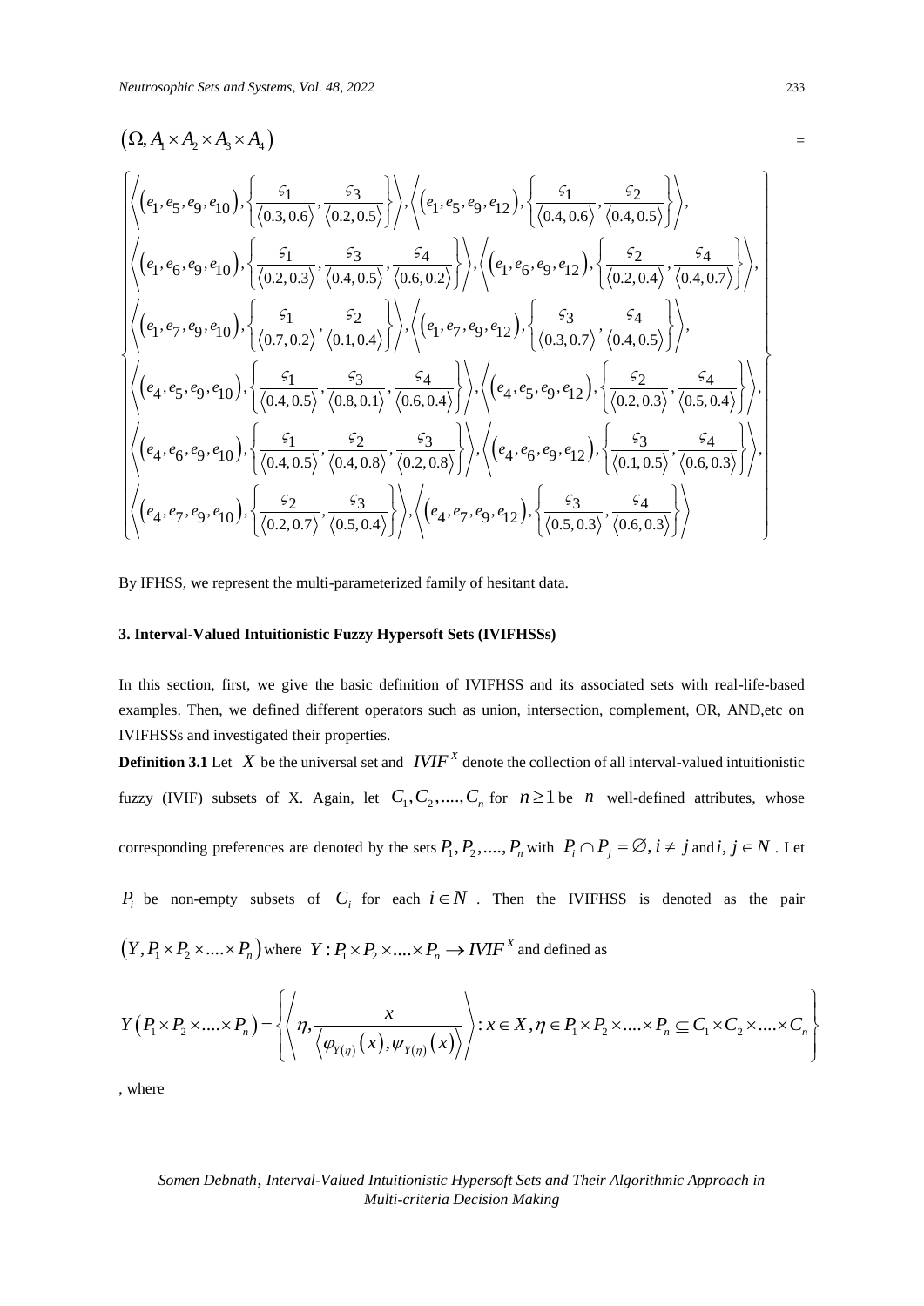$$\left(\Omega, A_1 \times A_2 \times A_3 \times A_4\right) =$$

$$\left\{\begin{array}{l}
\left\langle \left(e_1, e_5, e_9, e_{10}\right), \left\{\frac{\varsigma_1}{\langle 0.3, 0.6\rangle}, \frac{\varsigma_3}{\langle 0.2, 0.5\rangle}\right\}\right\rangle, \left\langle \left(e_1, e_5, e_9, e_{12}\right), \left\{\frac{\varsigma_1}{\langle 0.4, 0.6\rangle}, \frac{\varsigma_2}{\langle 0.4, 0.5\rangle}\right\}\right\rangle, \\
\left\langle \left(e_1, e_6, e_9, e_{10}\right), \left\{\frac{\varsigma_1}{\langle 0.2, 0.3\rangle}, \frac{\varsigma_3}{\langle 0.4, 0.5\rangle}, \frac{\varsigma_4}{\langle 0.6, 0.2\rangle}\right\}\right\rangle, \left\langle \left(e_1, e_6, e_9, e_{12}\right), \left\{\frac{\varsigma_2}{\langle 0.2, 0.4\rangle}, \frac{\varsigma_4}{\langle 0.4, 0.7\rangle}\right\}\right\rangle, \\
\left\langle \left(e_1, e_7, e_9, e_{10}\right), \left\{\frac{\varsigma_1}{\langle 0.7, 0.2\rangle}, \frac{\varsigma_2}{\langle 0.1, 0.4\rangle}\right\}\right\rangle, \left\langle \left(e_1, e_7, e_9, e_{12}\right), \left\{\frac{\varsigma_3}{\langle 0.3, 0.7\rangle}, \frac{\varsigma_4}{\langle 0.4, 0.5\rangle}\right\}\right\rangle, \\
\left\langle \left(e_4, e_5, e_9, e_{10}\right), \left\{\frac{\varsigma_1}{\langle 0.4, 0.5\rangle}, \frac{\varsigma_3}{\langle 0.8, 0.1\rangle}, \frac{\varsigma_4}{\langle 0.6, 0.4\rangle}\right\}\right\rangle, \left\langle \left(e_4, e_5, e_9, e_{12}\right), \left\{\frac{\varsigma_2}{\langle 0.2, 0.3\rangle}, \frac{\varsigma_4}{\langle 0.5, 0.4\rangle}\right\}\right\rangle, \\
\left\langle \left(e_4, e_6, e_9, e_{10}\right), \left\{\frac{\varsigma_1}{\langle 0.4, 0.5\rangle}, \frac{\varsigma_2}{\langle 0.4, 0.8\rangle}, \frac{\varsigma_3}{\langle 0.2, 0.8\rangle}\right\}\right\rangle, \left\langle \left(e_4, e_6, e_9, e_{12}\right), \left\{\frac{\varsigma_3}{\langle 0.1, 0.5\rangle}, \frac{\varsigma_4}{\langle 0.6, 0.3\rangle}\right\}\right\rangle, \\
\left\langle \left(e_4, e_7, e_9, e_{10}\right), \left\{\frac{\varsigma_2}{\langle 0.2, 0.7\rangle}, \frac{\varsigma_3}{\langle 0.5, 0.4\rangle}\right\}\right\rangle, \left\langle \left(e_4, e_7, e_9, e_{12}\right), \left\{\frac{\varsigma_3}{\langle 0.5, 0.3\rangle}, \frac{\varsigma_4}{\langle 0.6, 0.3\rangle}\right\}\right\rangle
\end{array}\right\}$$

By IFHSS, we represent the multi-parameterized family of hesitant data.

### 3. Interval-Valued Intuitionistic Fuzzy Hypersoft Sets (IVIFHSSs)

In this section, first, we give the basic definition of IVIFHSS and its associated sets with real-life-based examples. Then, we defined different operators such as union, intersection, complement, OR, AND,etc on IVIFHSSs and investigated their properties.

**Definition 3.1** Let $X$ be the universal set and $IVIF^X$ denote the collection of all interval-valued intuitionistic fuzzy (IVIF) subsets of X. Again, let $C_1, C_2, ...., C_n$ for $n \geq 1$ be $n$ well-defined attributes, whose corresponding preferences are denoted by the sets $P_1, P_2, ...., P_n$ with $P_i \cap P_j = \varnothing, i \neq j$ and $i, j \in N$. Let $P_i$ be non-empty subsets of $C_i$ for each $i \in N$. Then the IVIFHSS is denoted as the pair $\left(Y, P_1 \times P_2 \times .... \times P_n\right)$ where $Y : P_1 \times P_2 \times .... \times P_n \rightarrow IVIF^X$ and defined as

$$Y\left(P_1 \times P_2 \times .... \times P_n\right) = \left\{\left\langle \eta, \frac{x}{\left\langle \varphi_{Y(\eta)}(x), \psi_{Y(\eta)}(x)\right\rangle}\right\rangle : x \in X, \eta \in P_1 \times P_2 \times .... \times P_n \subseteq C_1 \times C_2 \times .... \times C_n\right\}$$

, where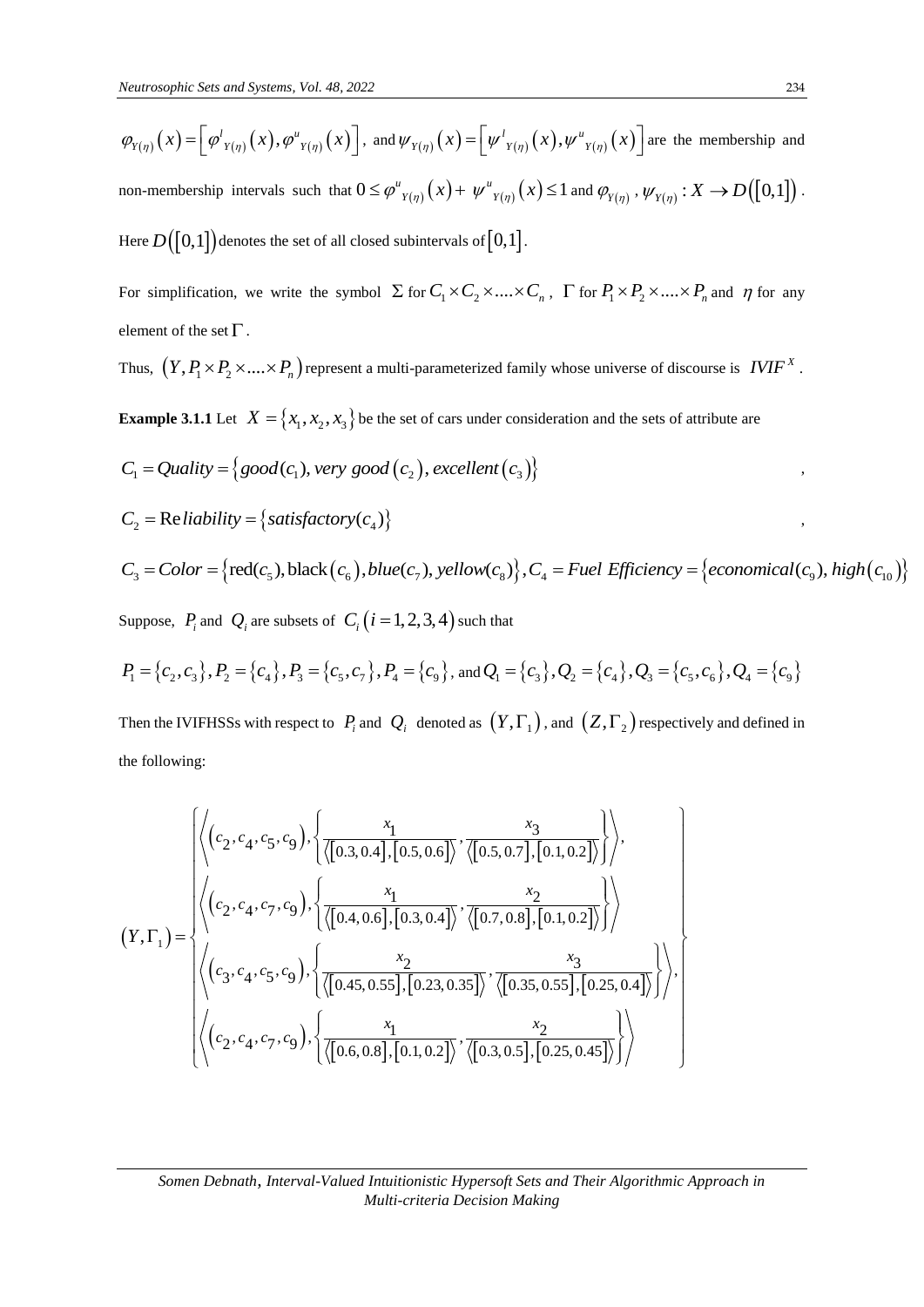$\varphi_{Y(\eta)}(x) = \left[\varphi^{l}{}_{Y(\eta)}(x), \varphi^{u}{}_{Y(\eta)}(x)\right]$, and $\psi_{Y(\eta)}(x) = \left[\psi^{l}{}_{Y(\eta)}(x), \psi^{u}{}_{Y(\eta)}(x)\right]$ are the membership and non-membership intervals such that $0 \le \varphi^{u}{}_{Y(\eta)}(x) + \psi^{u}{}_{Y(\eta)}(x) \le 1$ and $\varphi_{Y(\eta)}, \psi_{Y(\eta)} : X \to D([0,1])$. Here $D([0,1])$ denotes the set of all closed subintervals of $[0,1]$.

For simplification, we write the symbol $\Sigma$ for $C_1 \times C_2 \times .... \times C_n$, $\Gamma$ for $P_1 \times P_2 \times .... \times P_n$ and $\eta$ for any element of the set $\Gamma$.

Thus, $(Y, P_1 \times P_2 \times .... \times P_n)$ represent a multi-parameterized family whose universe of discourse is $IVIF^X$.

**Example 3.1.1** Let $X = \{x_1, x_2, x_3\}$ be the set of cars under consideration and the sets of attribute are

$$C_1 = Quality = \{good(c_1), very\ good(c_2), excellent(c_3)\},$$

$$C_2 = \mathrm{Re}liability = \{satisfactory(c_4)\},$$

$$C_3 = Color = \{\mathrm{red}(c_5), \mathrm{black}(c_6), blue(c_7), yellow(c_8)\}, C_4 = Fuel\ Efficiency = \{economical(c_9), high(c_{10})\}$$

Suppose, $P_i$ and $Q_i$ are subsets of $C_i\ (i = 1,2,3,4)$ such that

$$P_1 = \{c_2, c_3\}, P_2 = \{c_4\}, P_3 = \{c_5, c_7\}, P_4 = \{c_9\}, \text{ and } Q_1 = \{c_3\}, Q_2 = \{c_4\}, Q_3 = \{c_5, c_6\}, Q_4 = \{c_9\}$$

Then the IVIFHSSs with respect to $P_i$ and $Q_i$ denoted as $(Y, \Gamma_1)$, and $(Z, \Gamma_2)$ respectively and defined in the following:

$$(Y, \Gamma_1) = \left\{ \begin{array}{l} \left\langle (c_2, c_4, c_5, c_9), \left\{ \dfrac{x_1}{\langle [0.3, 0.4], [0.5, 0.6] \rangle}, \dfrac{x_3}{\langle [0.5, 0.7], [0.1, 0.2] \rangle} \right\} \right\rangle, \\ \left\langle (c_2, c_4, c_7, c_9), \left\{ \dfrac{x_1}{\langle [0.4, 0.6], [0.3, 0.4] \rangle}, \dfrac{x_2}{\langle [0.7, 0.8], [0.1, 0.2] \rangle} \right\} \right\rangle \\ \left\langle (c_3, c_4, c_5, c_9), \left\{ \dfrac{x_2}{\langle [0.45, 0.55], [0.23, 0.35] \rangle}, \dfrac{x_3}{\langle [0.35, 0.55], [0.25, 0.4] \rangle} \right\} \right\rangle, \\ \left\langle (c_2, c_4, c_7, c_9), \left\{ \dfrac{x_1}{\langle [0.6, 0.8], [0.1, 0.2] \rangle}, \dfrac{x_2}{\langle [0.3, 0.5], [0.25, 0.45] \rangle} \right\} \right\rangle \end{array} \right\}$$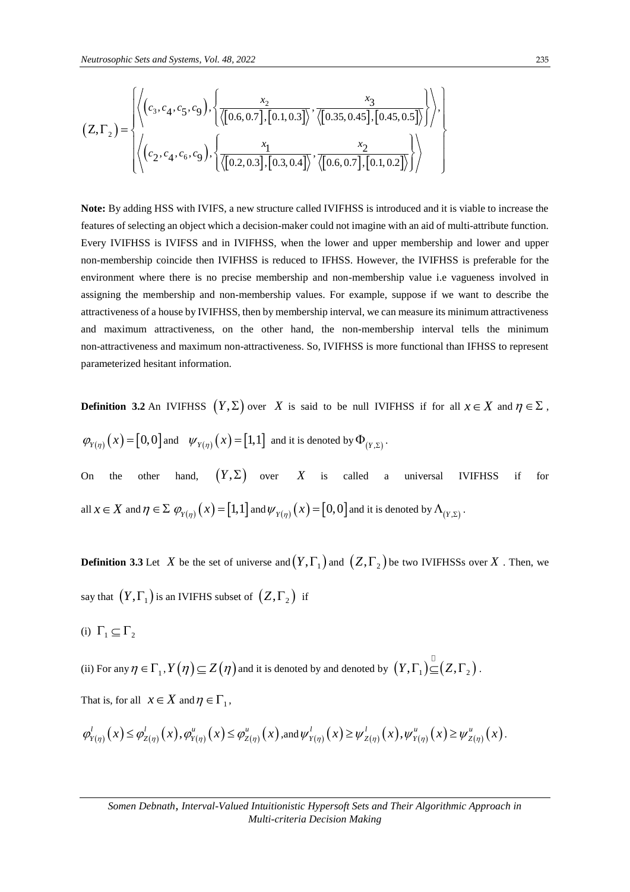$$
(Z,\Gamma_2)=\left\{\begin{array}{l}\left\langle (c_3,c_4,c_5,c_9),\left\{\frac{x_2}{\langle[0.6,0.7],[0.1,0.3]\rangle},\frac{x_3}{\langle[0.35,0.45],[0.45,0.5]\rangle}\right\}\right\rangle,\\ \left\langle (c_2,c_4,c_6,c_9),\left\{\frac{x_1}{\langle[0.2,0.3],[0.3,0.4]\rangle},\frac{x_2}{\langle[0.6,0.7],[0.1,0.2]\rangle}\right\}\right\rangle\end{array}\right\}
$$

**Note:** By adding HSS with IVIFS, a new structure called IVIFHSS is introduced and it is viable to increase the features of selecting an object which a decision-maker could not imagine with an aid of multi-attribute function. Every IVIFHSS is IVIFSS and in IVIFHSS, when the lower and upper membership and lower and upper non-membership coincide then IVIFHSS is reduced to IFHSS. However, the IVIFHSS is preferable for the environment where there is no precise membership and non-membership value i.e vagueness involved in assigning the membership and non-membership values. For example, suppose if we want to describe the attractiveness of a house by IVIFHSS, then by membership interval, we can measure its minimum attractiveness and maximum attractiveness, on the other hand, the non-membership interval tells the minimum non-attractiveness and maximum non-attractiveness. So, IVIFHSS is more functional than IFHSS to represent parameterized hesitant information.

**Definition 3.2** An IVIFHSS $(Y,\Sigma)$ over $X$ is said to be null IVIFHSS if for all $x\in X$ and $\eta\in\Sigma$, $\varphi_{Y(\eta)}(x)=[0,0]$ and $\psi_{Y(\eta)}(x)=[1,1]$ and it is denoted by $\Phi_{(Y,\Sigma)}$.

On the other hand, $(Y,\Sigma)$ over $X$ is called a universal IVIFHSS if for all $x\in X$ and $\eta\in\Sigma$ $\varphi_{Y(\eta)}(x)=[1,1]$ and $\psi_{Y(\eta)}(x)=[0,0]$ and it is denoted by $\Lambda_{(Y,\Sigma)}$.

**Definition 3.3** Let $X$ be the set of universe and $(Y,\Gamma_1)$ and $(Z,\Gamma_2)$ be two IVIFHSSs over $X$. Then, we say that $(Y,\Gamma_1)$ is an IVIFHS subset of $(Z,\Gamma_2)$ if

(i) $\Gamma_1\subseteq\Gamma_2$

(ii) For any $\eta\in\Gamma_1, Y(\eta)\subseteq Z(\eta)$ and it is denoted by and denoted by $(Y,\Gamma_1)\tilde{\subseteq}(Z,\Gamma_2)$.

That is, for all $x\in X$ and $\eta\in\Gamma_1$,

$$
\varphi^l_{Y(\eta)}(x)\le\varphi^l_{Z(\eta)}(x),\varphi^u_{Y(\eta)}(x)\le\varphi^u_{Z(\eta)}(x),\text{and}\,\psi^l_{Y(\eta)}(x)\ge\psi^l_{Z(\eta)}(x),\psi^u_{Y(\eta)}(x)\ge\psi^u_{Z(\eta)}(x).
$$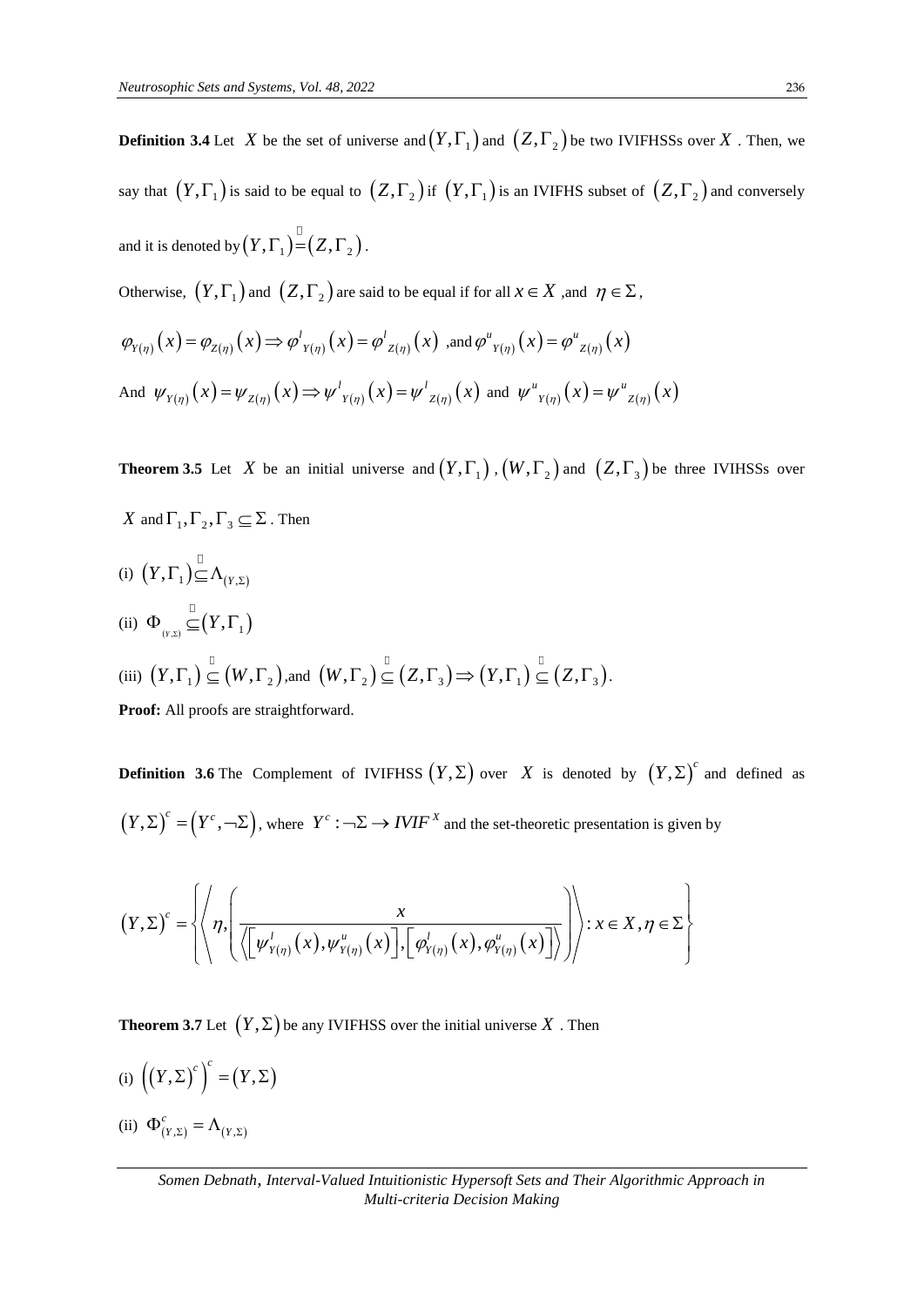**Definition 3.4** Let $X$ be the set of universe and $(Y,\Gamma_1)$ and $(Z,\Gamma_2)$ be two IVIFHSSs over $X$. Then, we say that $(Y,\Gamma_1)$ is said to be equal to $(Z,\Gamma_2)$ if $(Y,\Gamma_1)$ is an IVIFHS subset of $(Z,\Gamma_2)$ and conversely and it is denoted by $(Y,\Gamma_1)\tilde{=}(Z,\Gamma_2)$.

Otherwise, $(Y,\Gamma_1)$ and $(Z,\Gamma_2)$ are said to be equal if for all $x\in X$, and $\eta\in\Sigma$,

$$\varphi_{Y(\eta)}(x)=\varphi_{Z(\eta)}(x)\Rightarrow \varphi^{l}{}_{Y(\eta)}(x)=\varphi^{l}{}_{Z(\eta)}(x) \text{ ,and } \varphi^{u}{}_{Y(\eta)}(x)=\varphi^{u}{}_{Z(\eta)}(x)$$

And $\psi_{Y(\eta)}(x)=\psi_{Z(\eta)}(x)\Rightarrow \psi^{l}{}_{Y(\eta)}(x)=\psi^{l}{}_{Z(\eta)}(x)$ and $\psi^{u}{}_{Y(\eta)}(x)=\psi^{u}{}_{Z(\eta)}(x)$

**Theorem 3.5** Let $X$ be an initial universe and $(Y,\Gamma_1)$, $(W,\Gamma_2)$ and $(Z,\Gamma_3)$ be three IVIHSSs over $X$ and $\Gamma_1,\Gamma_2,\Gamma_3\subseteq\Sigma$. Then

(i) $(Y,\Gamma_1)\tilde{\subseteq}\Lambda_{(Y,\Sigma)}$

(ii) $\Phi_{(Y,\Sigma)}\tilde{\subseteq}(Y,\Gamma_1)$

(iii) $(Y,\Gamma_1)\tilde{\subseteq}(W,\Gamma_2)$,and $(W,\Gamma_2)\tilde{\subseteq}(Z,\Gamma_3)\Rightarrow(Y,\Gamma_1)\tilde{\subseteq}(Z,\Gamma_3)$.

**Proof:** All proofs are straightforward.

**Definition 3.6** The Complement of IVIFHSS $(Y,\Sigma)$ over $X$ is denoted by $(Y,\Sigma)^c$ and defined as $(Y,\Sigma)^c=(Y^c,\neg\Sigma)$, where $Y^c:\neg\Sigma\to IVIF^X$ and the set-theoretic presentation is given by

$$(Y,\Sigma)^c=\left\{\left\langle \eta,\left(\frac{x}{\left\langle\left[\psi^{l}_{Y(\eta)}(x),\psi^{u}_{Y(\eta)}(x)\right],\left[\varphi^{l}_{Y(\eta)}(x),\varphi^{u}_{Y(\eta)}(x)\right]\right\rangle}\right)\right\rangle : x\in X,\eta\in\Sigma\right\}$$

**Theorem 3.7** Let $(Y,\Sigma)$ be any IVIFHSS over the initial universe $X$. Then

(i) $\left((Y,\Sigma)^c\right)^c=(Y,\Sigma)$

(ii) $\Phi^c_{(Y,\Sigma)}=\Lambda_{(Y,\Sigma)}$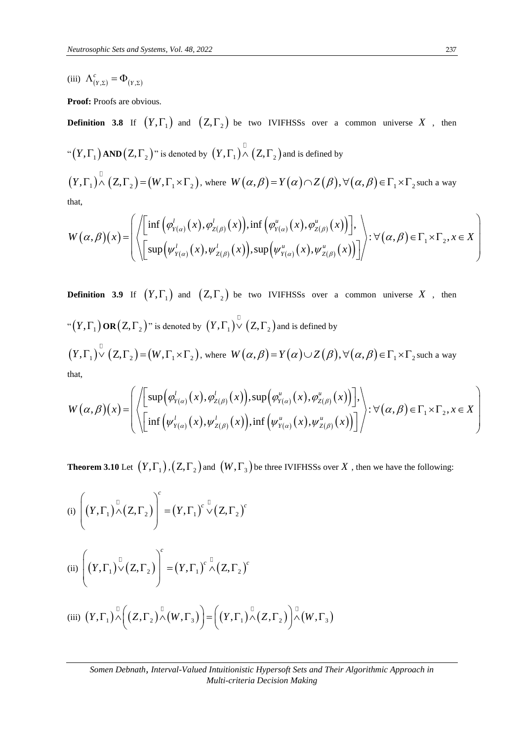(iii) $\Lambda^c_{(Y,\Sigma)} = \Phi_{(Y,\Sigma)}$

**Proof:** Proofs are obvious.

**Definition 3.8** If $(Y,\Gamma_1)$ and $(Z,\Gamma_2)$ be two IVIFHSSs over a common universe $X$, then "$(Y,\Gamma_1)$ **AND** $(Z,\Gamma_2)$" is denoted by $(Y,\Gamma_1)\tilde{\wedge}(Z,\Gamma_2)$ and is defined by

$(Y,\Gamma_1)\tilde{\wedge}(Z,\Gamma_2) = (W,\Gamma_1\times\Gamma_2)$, where $W(\alpha,\beta) = Y(\alpha)\cap Z(\beta), \forall(\alpha,\beta)\in\Gamma_1\times\Gamma_2$ such a way that,

$$W(\alpha,\beta)(x) = \left(\left\langle \begin{array}{l} \left[\inf\left(\varphi^l_{Y(\alpha)}(x),\varphi^l_{Z(\beta)}(x)\right),\inf\left(\varphi^u_{Y(\alpha)}(x),\varphi^u_{Z(\beta)}(x)\right)\right], \\ \left[\sup\left(\psi^l_{Y(\alpha)}(x),\psi^l_{Z(\beta)}(x)\right),\sup\left(\psi^u_{Y(\alpha)}(x),\psi^u_{Z(\beta)}(x)\right)\right] \end{array}\right\rangle : \forall(\alpha,\beta)\in\Gamma_1\times\Gamma_2, x\in X\right)$$

**Definition 3.9** If $(Y,\Gamma_1)$ and $(Z,\Gamma_2)$ be two IVIFHSSs over a common universe $X$, then "$(Y,\Gamma_1)$ **OR** $(Z,\Gamma_2)$" is denoted by $(Y,\Gamma_1)\tilde{\vee}(Z,\Gamma_2)$ and is defined by

$(Y,\Gamma_1)\tilde{\vee}(Z,\Gamma_2) = (W,\Gamma_1\times\Gamma_2)$, where $W(\alpha,\beta) = Y(\alpha)\cup Z(\beta), \forall(\alpha,\beta)\in\Gamma_1\times\Gamma_2$ such a way that,

$$W(\alpha,\beta)(x) = \left(\left\langle \begin{array}{l} \left[\sup\left(\varphi^l_{Y(\alpha)}(x),\varphi^l_{Z(\beta)}(x)\right),\sup\left(\varphi^u_{Y(\alpha)}(x),\varphi^u_{Z(\beta)}(x)\right)\right], \\ \left[\inf\left(\psi^l_{Y(\alpha)}(x),\psi^l_{Z(\beta)}(x)\right),\inf\left(\psi^u_{Y(\alpha)}(x),\psi^u_{Z(\beta)}(x)\right)\right] \end{array}\right\rangle : \forall(\alpha,\beta)\in\Gamma_1\times\Gamma_2, x\in X\right)$$

**Theorem 3.10** Let $(Y,\Gamma_1)$, $(Z,\Gamma_2)$ and $(W,\Gamma_3)$ be three IVIFHSSs over $X$, then we have the following:

(i) $\left((Y,\Gamma_1)\tilde{\wedge}(Z,\Gamma_2)\right)^c = (Y,\Gamma_1)^c\,\tilde{\vee}\,(Z,\Gamma_2)^c$

(ii) $\left((Y,\Gamma_1)\tilde{\vee}(Z,\Gamma_2)\right)^c = (Y,\Gamma_1)^c\,\tilde{\wedge}\,(Z,\Gamma_2)^c$

(iii) $(Y,\Gamma_1)\tilde{\wedge}\left((Z,\Gamma_2)\tilde{\wedge}(W,\Gamma_3)\right) = \left((Y,\Gamma_1)\tilde{\wedge}(Z,\Gamma_2)\right)\tilde{\wedge}(W,\Gamma_3)$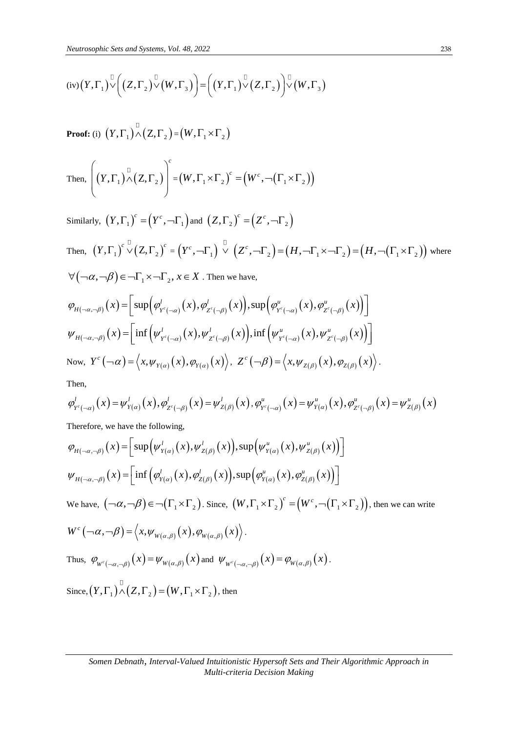(iv) $(Y,\Gamma_1)\tilde{\vee}\left((Z,\Gamma_2)\tilde{\vee}(W,\Gamma_3)\right)=\left((Y,\Gamma_1)\tilde{\vee}(Z,\Gamma_2)\right)\tilde{\vee}(W,\Gamma_3)$

**Proof:** (i) $(Y,\Gamma_1)\tilde{\wedge}(Z,\Gamma_2)=(W,\Gamma_1\times\Gamma_2)$

Then, $\left((Y,\Gamma_1)\tilde{\wedge}(Z,\Gamma_2)\right)^c=(W,\Gamma_1\times\Gamma_2)^c=\left(W^c,\neg(\Gamma_1\times\Gamma_2)\right)$

Similarly, $(Y,\Gamma_1)^c=(Y^c,\neg\Gamma_1)$ and $(Z,\Gamma_2)^c=(Z^c,\neg\Gamma_2)$

Then, $(Y,\Gamma_1)^c\tilde{\vee}(Z,\Gamma_2)^c=(Y^c,\neg\Gamma_1)\tilde{\vee}(Z^c,\neg\Gamma_2)=(H,\neg\Gamma_1\times\neg\Gamma_2)=\left(H,\neg(\Gamma_1\times\Gamma_2)\right)$ where $\forall(\neg\alpha,\neg\beta)\in\neg\Gamma_1\times\neg\Gamma_2,\ x\in X$. Then we have,

$$\varphi_{H(\neg\alpha,\neg\beta)}(x)=\left[\sup\left(\varphi^l_{Y^c(\neg\alpha)}(x),\varphi^l_{Z^c(\neg\beta)}(x)\right),\sup\left(\varphi^u_{Y^c(\neg\alpha)}(x),\varphi^u_{Z^c(\neg\beta)}(x)\right)\right]$$

$$\psi_{H(\neg\alpha,\neg\beta)}(x)=\left[\inf\left(\psi^l_{Y^c(\neg\alpha)}(x),\psi^l_{Z^c(\neg\beta)}(x)\right),\inf\left(\psi^u_{Y^c(\neg\alpha)}(x),\psi^u_{Z^c(\neg\beta)}(x)\right)\right]$$

Now, $Y^c(\neg\alpha)=\left\langle x,\psi_{Y(\alpha)}(x),\varphi_{Y(\alpha)}(x)\right\rangle$, $Z^c(\neg\beta)=\left\langle x,\psi_{Z(\beta)}(x),\varphi_{Z(\beta)}(x)\right\rangle$.

Then,

$$\varphi^l_{Y^c(\neg\alpha)}(x)=\psi^l_{Y(\alpha)}(x),\varphi^l_{Z^c(\neg\beta)}(x)=\psi^l_{Z(\beta)}(x),\varphi^u_{Y^c(\neg\alpha)}(x)=\psi^u_{Y(\alpha)}(x),\varphi^u_{Z^c(\neg\beta)}(x)=\psi^u_{Z(\beta)}(x)$$

Therefore, we have the following,

$$\varphi_{H(\neg\alpha,\neg\beta)}(x)=\left[\sup\left(\psi^l_{Y(\alpha)}(x),\psi^l_{Z(\beta)}(x)\right),\sup\left(\psi^u_{Y(\alpha)}(x),\psi^u_{Z(\beta)}(x)\right)\right]$$

$$\psi_{H(\neg\alpha,\neg\beta)}(x)=\left[\inf\left(\varphi^l_{Y(\alpha)}(x),\varphi^l_{Z(\beta)}(x)\right),\sup\left(\varphi^u_{Y(\alpha)}(x),\varphi^u_{Z(\beta)}(x)\right)\right]$$

We have, $(\neg\alpha,\neg\beta)\in\neg(\Gamma_1\times\Gamma_2)$. Since, $(W,\Gamma_1\times\Gamma_2)^c=\left(W^c,\neg(\Gamma_1\times\Gamma_2)\right)$, then we can write

$W^c(\neg\alpha,\neg\beta)=\left\langle x,\psi_{W(\alpha,\beta)}(x),\varphi_{W(\alpha,\beta)}(x)\right\rangle$.

Thus, $\varphi_{W^c(\neg\alpha,\neg\beta)}(x)=\psi_{W(\alpha,\beta)}(x)$ and $\psi_{W^c(\neg\alpha,\neg\beta)}(x)=\varphi_{W(\alpha,\beta)}(x)$.

Since, $(Y,\Gamma_1)\tilde{\wedge}(Z,\Gamma_2)=(W,\Gamma_1\times\Gamma_2)$, then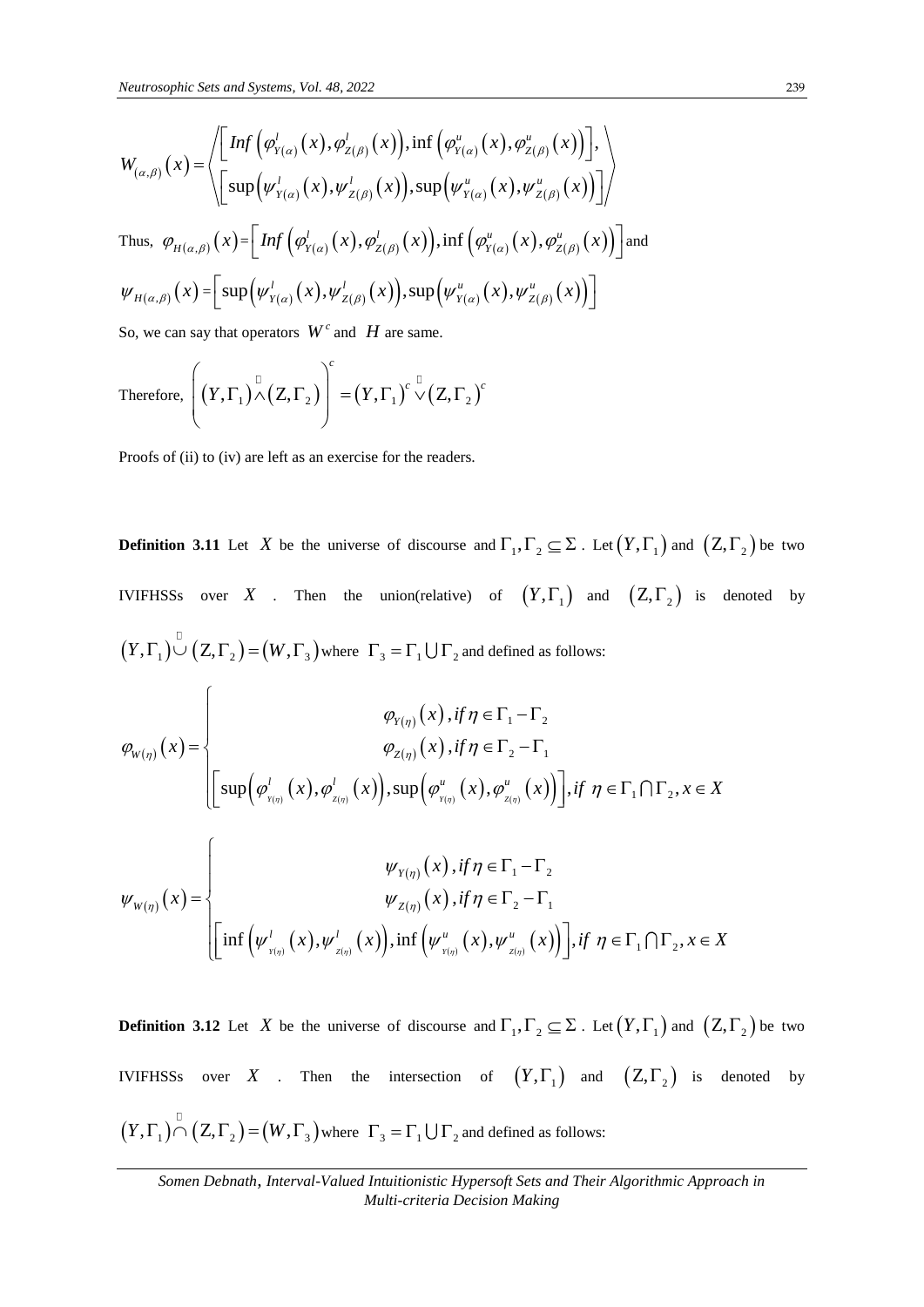$$W_{(\alpha,\beta)}(x) = \left\langle \begin{matrix} \left[ Inf\left(\varphi^{l}_{Y(\alpha)}(x), \varphi^{l}_{Z(\beta)}(x)\right), \inf\left(\varphi^{u}_{Y(\alpha)}(x), \varphi^{u}_{Z(\beta)}(x)\right) \right], \\ \left[ \sup\left(\psi^{l}_{Y(\alpha)}(x), \psi^{l}_{Z(\beta)}(x)\right), \sup\left(\psi^{u}_{Y(\alpha)}(x), \psi^{u}_{Z(\beta)}(x)\right) \right] \end{matrix} \right\rangle$$

Thus, $\varphi_{H(\alpha,\beta)}(x) = \left[ Inf\left(\varphi^{l}_{Y(\alpha)}(x), \varphi^{l}_{Z(\beta)}(x)\right), \inf\left(\varphi^{u}_{Y(\alpha)}(x), \varphi^{u}_{Z(\beta)}(x)\right) \right]$ and

$\psi_{H(\alpha,\beta)}(x) = \left[ \sup\left(\psi^{l}_{Y(\alpha)}(x), \psi^{l}_{Z(\beta)}(x)\right), \sup\left(\psi^{u}_{Y(\alpha)}(x), \psi^{u}_{Z(\beta)}(x)\right) \right]$

So, we can say that operators $W^c$ and $H$ are same.

Therefore, $\left( (Y,\Gamma_1) \tilde{\wedge} (Z,\Gamma_2) \right)^c = (Y,\Gamma_1)^c \tilde{\vee} (Z,\Gamma_2)^c$

Proofs of (ii) to (iv) are left as an exercise for the readers.

**Definition 3.11** Let $X$ be the universe of discourse and $\Gamma_1, \Gamma_2 \subseteq \Sigma$. Let $(Y,\Gamma_1)$ and $(Z,\Gamma_2)$ be two IVIFHSSs over $X$. Then the union(relative) of $(Y,\Gamma_1)$ and $(Z,\Gamma_2)$ is denoted by $(Y,\Gamma_1) \tilde{\cup} (Z,\Gamma_2) = (W,\Gamma_3)$ where $\Gamma_3 = \Gamma_1 \bigcup \Gamma_2$ and defined as follows:

$$\varphi_{W(\eta)}(x) = \begin{cases} \varphi_{Y(\eta)}(x), if\ \eta \in \Gamma_1 - \Gamma_2 \\ \varphi_{Z(\eta)}(x), if\ \eta \in \Gamma_2 - \Gamma_1 \\ \left[ \sup\left(\varphi^{l}_{Y(\eta)}(x), \varphi^{l}_{Z(\eta)}(x)\right), \sup\left(\varphi^{u}_{Y(\eta)}(x), \varphi^{u}_{Z(\eta)}(x)\right) \right], if\ \eta \in \Gamma_1 \bigcap \Gamma_2, x \in X \end{cases}$$

$$\psi_{W(\eta)}(x) = \begin{cases} \psi_{Y(\eta)}(x), if\ \eta \in \Gamma_1 - \Gamma_2 \\ \psi_{Z(\eta)}(x), if\ \eta \in \Gamma_2 - \Gamma_1 \\ \left[ \inf\left(\psi^{l}_{Y(\eta)}(x), \psi^{l}_{Z(\eta)}(x)\right), \inf\left(\psi^{u}_{Y(\eta)}(x), \psi^{u}_{Z(\eta)}(x)\right) \right], if\ \eta \in \Gamma_1 \bigcap \Gamma_2, x \in X \end{cases}$$

**Definition 3.12** Let $X$ be the universe of discourse and $\Gamma_1, \Gamma_2 \subseteq \Sigma$. Let $(Y,\Gamma_1)$ and $(Z,\Gamma_2)$ be two IVIFHSSs over $X$. Then the intersection of $(Y,\Gamma_1)$ and $(Z,\Gamma_2)$ is denoted by $(Y,\Gamma_1) \tilde{\cap} (Z,\Gamma_2) = (W,\Gamma_3)$ where $\Gamma_3 = \Gamma_1 \bigcup \Gamma_2$ and defined as follows: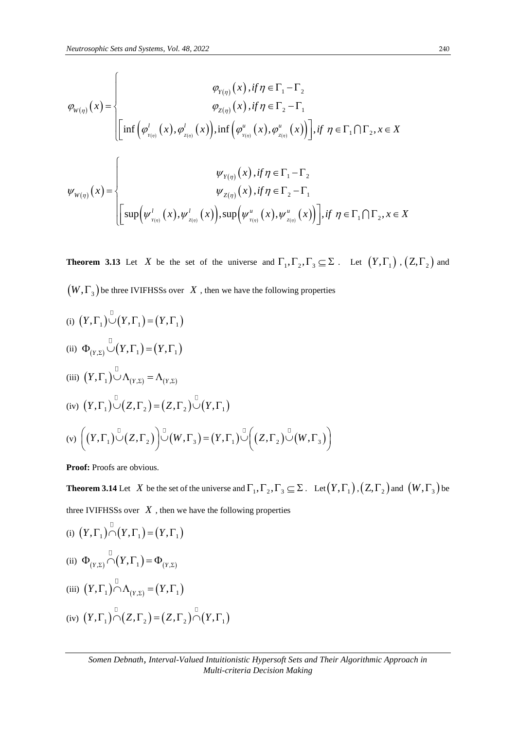$$\varphi_{W(\eta)}(x) = \begin{cases} \varphi_{Y(\eta)}(x), if\, \eta \in \Gamma_1 - \Gamma_2 \\ \varphi_{Z(\eta)}(x), if\, \eta \in \Gamma_2 - \Gamma_1 \\ \left[\inf\left(\varphi^l_{Y(\eta)}(x), \varphi^l_{Z(\eta)}(x)\right), \inf\left(\varphi^u_{Y(\eta)}(x), \varphi^u_{Z(\eta)}(x)\right)\right], if\ \eta \in \Gamma_1 \bigcap \Gamma_2, x \in X \end{cases}$$

$$\psi_{W(\eta)}(x) = \begin{cases} \psi_{Y(\eta)}(x), if\, \eta \in \Gamma_1 - \Gamma_2 \\ \psi_{Z(\eta)}(x), if\, \eta \in \Gamma_2 - \Gamma_1 \\ \left[\sup\left(\psi^l_{Y(\eta)}(x), \psi^l_{Z(\eta)}(x)\right), \sup\left(\psi^u_{Y(\eta)}(x), \psi^u_{Z(\eta)}(x)\right)\right], if\ \eta \in \Gamma_1 \bigcap \Gamma_2, x \in X \end{cases}$$

**Theorem 3.13** Let $X$ be the set of the universe and $\Gamma_1, \Gamma_2, \Gamma_3 \subseteq \Sigma$. Let $(Y, \Gamma_1)$, $(Z, \Gamma_2)$ and $(W, \Gamma_3)$ be three IVIFHSSs over $X$, then we have the following properties

(i) $(Y, \Gamma_1) \tilde{\cup} (Y, \Gamma_1) = (Y, \Gamma_1)$

(ii) $\Phi_{(Y,\Sigma)} \tilde{\cup} (Y, \Gamma_1) = (Y, \Gamma_1)$

(iii) $(Y, \Gamma_1) \tilde{\cup} \Lambda_{(Y,\Sigma)} = \Lambda_{(Y,\Sigma)}$

(iv) $(Y, \Gamma_1) \tilde{\cup} (Z, \Gamma_2) = (Z, \Gamma_2) \tilde{\cup} (Y, \Gamma_1)$

(v) $\left((Y, \Gamma_1) \tilde{\cup} (Z, \Gamma_2)\right) \tilde{\cup} (W, \Gamma_3) = (Y, \Gamma_1) \tilde{\cup} \left((Z, \Gamma_2) \tilde{\cup} (W, \Gamma_3)\right)$

**Proof:** Proofs are obvious.

**Theorem 3.14** Let $X$ be the set of the universe and $\Gamma_1, \Gamma_2, \Gamma_3 \subseteq \Sigma$. Let $(Y, \Gamma_1)$, $(Z, \Gamma_2)$ and $(W, \Gamma_3)$ be three IVIFHSSs over $X$, then we have the following properties

(i) $(Y, \Gamma_1) \tilde{\cap} (Y, \Gamma_1) = (Y, \Gamma_1)$

(ii) $\Phi_{(Y,\Sigma)} \tilde{\cap} (Y, \Gamma_1) = \Phi_{(Y,\Sigma)}$

(iii) $(Y, \Gamma_1) \tilde{\cap} \Lambda_{(Y,\Sigma)} = (Y, \Gamma_1)$

(iv) $(Y, \Gamma_1) \tilde{\cap} (Z, \Gamma_2) = (Z, \Gamma_2) \tilde{\cap} (Y, \Gamma_1)$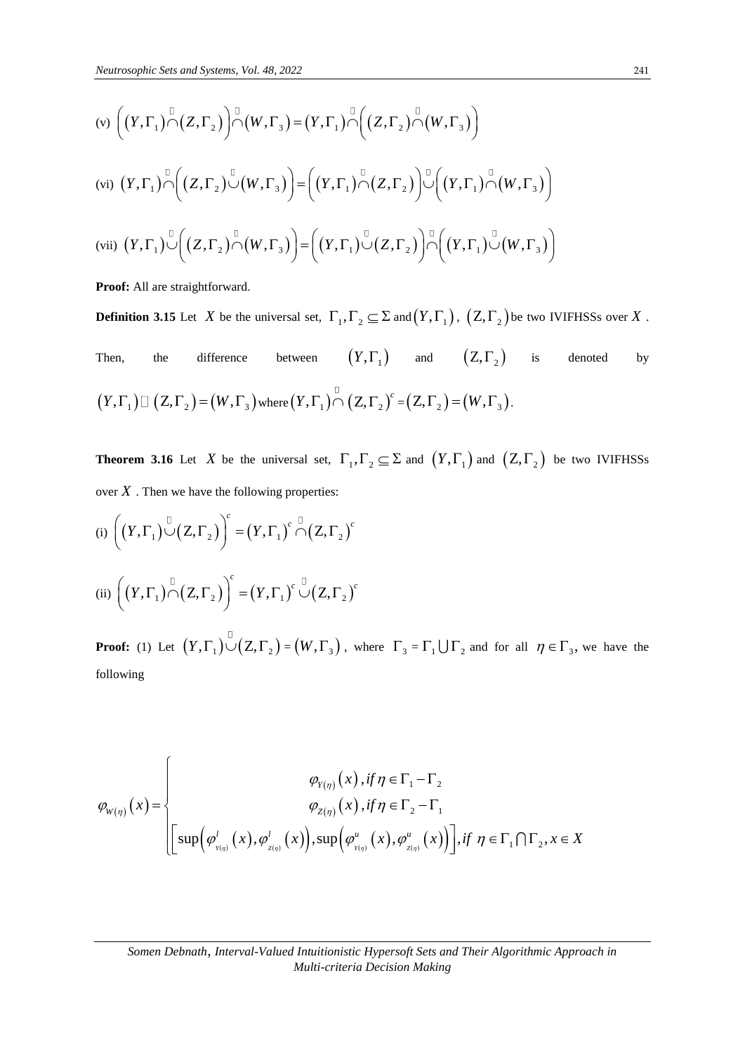(v) $\left(\left(Y,\Gamma_1\right)\tilde{\cap}\left(Z,\Gamma_2\right)\right)\tilde{\cap}\left(W,\Gamma_3\right)=\left(Y,\Gamma_1\right)\tilde{\cap}\left(\left(Z,\Gamma_2\right)\tilde{\cap}\left(W,\Gamma_3\right)\right)$

(vi) $\left(Y,\Gamma_1\right)\tilde{\cap}\left(\left(Z,\Gamma_2\right)\tilde{\cup}\left(W,\Gamma_3\right)\right)=\left(\left(Y,\Gamma_1\right)\tilde{\cap}\left(Z,\Gamma_2\right)\right)\tilde{\cup}\left(\left(Y,\Gamma_1\right)\tilde{\cap}\left(W,\Gamma_3\right)\right)$

(vii) $\left(Y,\Gamma_1\right)\tilde{\cup}\left(\left(Z,\Gamma_2\right)\tilde{\cap}\left(W,\Gamma_3\right)\right)=\left(\left(Y,\Gamma_1\right)\tilde{\cup}\left(Z,\Gamma_2\right)\right)\tilde{\cap}\left(\left(Y,\Gamma_1\right)\tilde{\cup}\left(W,\Gamma_3\right)\right)$

**Proof:** All are straightforward.

**Definition 3.15** Let $X$ be the universal set, $\Gamma_1,\Gamma_2\subseteq\Sigma$ and $\left(Y,\Gamma_1\right)$, $\left(Z,\Gamma_2\right)$ be two IVIFHSSs over $X$. Then, the difference between $\left(Y,\Gamma_1\right)$ and $\left(Z,\Gamma_2\right)$ is denoted by $\left(Y,\Gamma_1\right)\tilde{-}\left(Z,\Gamma_2\right)=\left(W,\Gamma_3\right)$ where $\left(Y,\Gamma_1\right)\tilde{\cap}\left(Z,\Gamma_2\right)^c=\left(Z,\Gamma_2\right)=\left(W,\Gamma_3\right)$.

**Theorem 3.16** Let $X$ be the universal set, $\Gamma_1,\Gamma_2\subseteq\Sigma$ and $\left(Y,\Gamma_1\right)$ and $\left(Z,\Gamma_2\right)$ be two IVIFHSSs over $X$. Then we have the following properties:

(i) $\left(\left(Y,\Gamma_1\right)\tilde{\cup}\left(Z,\Gamma_2\right)\right)^c=\left(Y,\Gamma_1\right)^c\tilde{\cap}\left(Z,\Gamma_2\right)^c$

(ii) $\left(\left(Y,\Gamma_1\right)\tilde{\cap}\left(Z,\Gamma_2\right)\right)^c=\left(Y,\Gamma_1\right)^c\tilde{\cup}\left(Z,\Gamma_2\right)^c$

**Proof:** (1) Let $\left(Y,\Gamma_1\right)\tilde{\cup}\left(Z,\Gamma_2\right)=\left(W,\Gamma_3\right)$, where $\Gamma_3=\Gamma_1\bigcup\Gamma_2$ and for all $\eta\in\Gamma_3$, we have the following

$$
\varphi_{W(\eta)}\left(x\right)=\begin{cases}\varphi_{Y(\eta)}\left(x\right), if\,\eta\in\Gamma_1-\Gamma_2\\ \varphi_{Z(\eta)}\left(x\right), if\,\eta\in\Gamma_2-\Gamma_1\\ \left[\sup\left(\varphi^l_{Y(\eta)}\left(x\right),\varphi^l_{Z(\eta)}\left(x\right)\right),\sup\left(\varphi^u_{Y(\eta)}\left(x\right),\varphi^u_{Z(\eta)}\left(x\right)\right)\right], if\;\eta\in\Gamma_1\bigcap\Gamma_2, x\in X\end{cases}
$$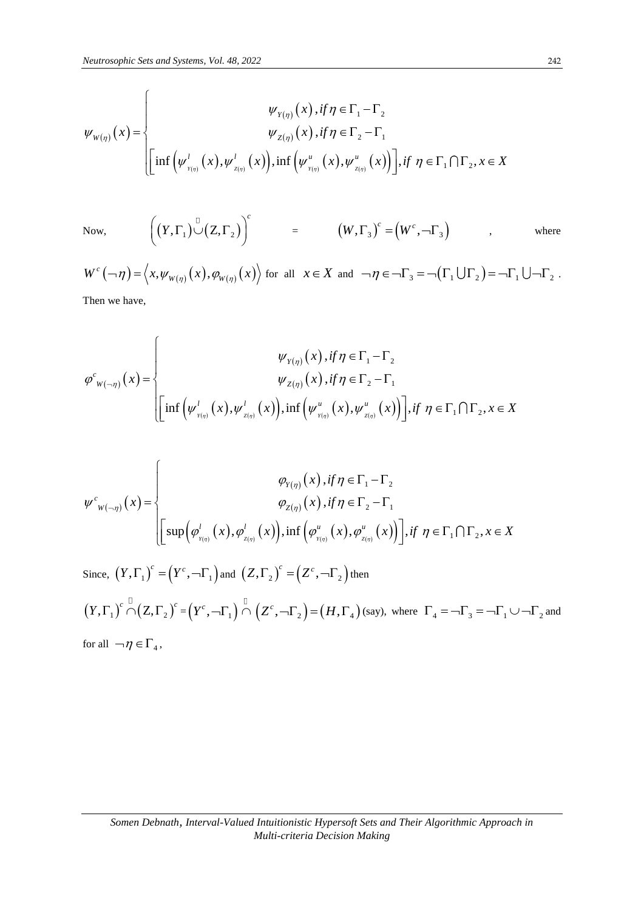$$
\psi_{W(\eta)}(x) = \begin{cases} \psi_{Y(\eta)}(x), if\, \eta \in \Gamma_1 - \Gamma_2 \\ \psi_{Z(\eta)}(x), if\, \eta \in \Gamma_2 - \Gamma_1 \\ \left[ \inf\left(\psi^{l}_{Y(\eta)}(x), \psi^{l}_{Z(\eta)}(x)\right), \inf\left(\psi^{u}_{Y(\eta)}(x), \psi^{u}_{Z(\eta)}(x)\right) \right], if\ \eta \in \Gamma_1 \cap \Gamma_2, x \in X \end{cases}
$$

Now, $\left( (Y,\Gamma_1) \tilde{\cup} (Z,\Gamma_2) \right)^c = (W,\Gamma_3)^c = (W^c, \neg\Gamma_3)$, where

$W^c(\neg\eta) = \left\langle x, \psi_{W(\eta)}(x), \varphi_{W(\eta)}(x) \right\rangle$ for all $x \in X$ and $\neg\eta \in \neg\Gamma_3 = \neg(\Gamma_1 \cup \Gamma_2) = \neg\Gamma_1 \cup \neg\Gamma_2$.

Then we have,

$$
\varphi^{c}_{W(\neg\eta)}(x) = \begin{cases} \psi_{Y(\eta)}(x), if\, \eta \in \Gamma_1 - \Gamma_2 \\ \psi_{Z(\eta)}(x), if\, \eta \in \Gamma_2 - \Gamma_1 \\ \left[ \inf\left(\psi^{l}_{Y(\eta)}(x), \psi^{l}_{Z(\eta)}(x)\right), \inf\left(\psi^{u}_{Y(\eta)}(x), \psi^{u}_{Z(\eta)}(x)\right) \right], if\ \eta \in \Gamma_1 \cap \Gamma_2, x \in X \end{cases}
$$

$$
\psi^{c}_{W(\neg\eta)}(x) = \begin{cases} \varphi_{Y(\eta)}(x), if\, \eta \in \Gamma_1 - \Gamma_2 \\ \varphi_{Z(\eta)}(x), if\, \eta \in \Gamma_2 - \Gamma_1 \\ \left[ \sup\left(\varphi^{l}_{Y(\eta)}(x), \varphi^{l}_{Z(\eta)}(x)\right), \inf\left(\varphi^{u}_{Y(\eta)}(x), \varphi^{u}_{Z(\eta)}(x)\right) \right], if\ \eta \in \Gamma_1 \cap \Gamma_2, x \in X \end{cases}
$$

Since, $(Y,\Gamma_1)^c = (Y^c, \neg\Gamma_1)$ and $(Z,\Gamma_2)^c = (Z^c, \neg\Gamma_2)$ then

$(Y,\Gamma_1)^c \tilde{\cap} (Z,\Gamma_2)^c = (Y^c, \neg\Gamma_1) \tilde{\cap} (Z^c, \neg\Gamma_2) = (H, \Gamma_4)$ (say), where $\Gamma_4 = \neg\Gamma_3 = \neg\Gamma_1 \cup \neg\Gamma_2$ and for all $\neg\eta \in \Gamma_4$,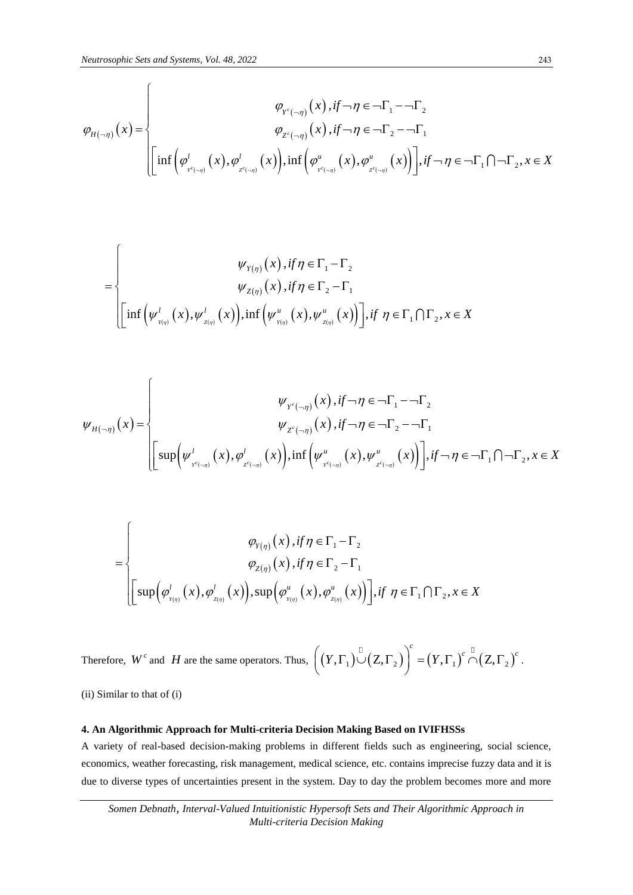$$\varphi_{H(\neg\eta)}(x)=\begin{cases}\varphi_{Y^c(\neg\eta)}(x), if \neg\eta\in\neg\Gamma_1-\neg\Gamma_2\\ \varphi_{Z^c(\neg\eta)}(x), if \neg\eta\in\neg\Gamma_2-\neg\Gamma_1\\ \left[\inf\left(\varphi^l_{Y^c(\neg\eta)}(x),\varphi^l_{Z^c(\neg\eta)}(x)\right),\inf\left(\varphi^u_{Y^c(\neg\eta)}(x),\varphi^u_{Z^c(\neg\eta)}(x)\right)\right], if \neg\eta\in\neg\Gamma_1\bigcap\neg\Gamma_2, x\in X\end{cases}$$

$$=\begin{cases}\psi_{Y(\eta)}(x), if\, \eta\in\Gamma_1-\Gamma_2\\ \psi_{Z(\eta)}(x), if\, \eta\in\Gamma_2-\Gamma_1\\ \left[\inf\left(\psi^l_{Y(\eta)}(x),\psi^l_{Z(\eta)}(x)\right),\inf\left(\psi^u_{Y(\eta)}(x),\psi^u_{Z(\eta)}(x)\right)\right], if\ \eta\in\Gamma_1\bigcap\Gamma_2, x\in X\end{cases}$$

$$\psi_{H(\neg\eta)}(x)=\begin{cases}\psi_{Y^c(\neg\eta)}(x), if \neg\eta\in\neg\Gamma_1-\neg\Gamma_2\\ \psi_{Z^c(\neg\eta)}(x), if \neg\eta\in\neg\Gamma_2-\neg\Gamma_1\\ \left[\sup\left(\psi^l_{Y^c(\neg\eta)}(x),\varphi^l_{Z^c(\neg\eta)}(x)\right),\inf\left(\psi^u_{Y^c(\neg\eta)}(x),\psi^u_{Z^c(\neg\eta)}(x)\right)\right], if \neg\eta\in\neg\Gamma_1\bigcap\neg\Gamma_2, x\in X\end{cases}$$

$$=\begin{cases}\varphi_{Y(\eta)}(x), if\, \eta\in\Gamma_1-\Gamma_2\\ \varphi_{Z(\eta)}(x), if\, \eta\in\Gamma_2-\Gamma_1\\ \left[\sup\left(\varphi^l_{Y(\eta)}(x),\varphi^l_{Z(\eta)}(x)\right),\sup\left(\varphi^u_{Y(\eta)}(x),\varphi^u_{Z(\eta)}(x)\right)\right], if\ \eta\in\Gamma_1\bigcap\Gamma_2, x\in X\end{cases}$$

Therefore, $W^c$ and $H$ are the same operators. Thus, $\left((Y,\Gamma_1)\tilde{\cup}(Z,\Gamma_2)\right)^c=(Y,\Gamma_1)^c\tilde{\cap}(Z,\Gamma_2)^c$.

(ii) Similar to that of (i)

## 4. An Algorithmic Approach for Multi-criteria Decision Making Based on IVIFHSSs

A variety of real-based decision-making problems in different fields such as engineering, social science, economics, weather forecasting, risk management, medical science, etc. contains imprecise fuzzy data and it is due to diverse types of uncertainties present in the system. Day to day the problem becomes more and more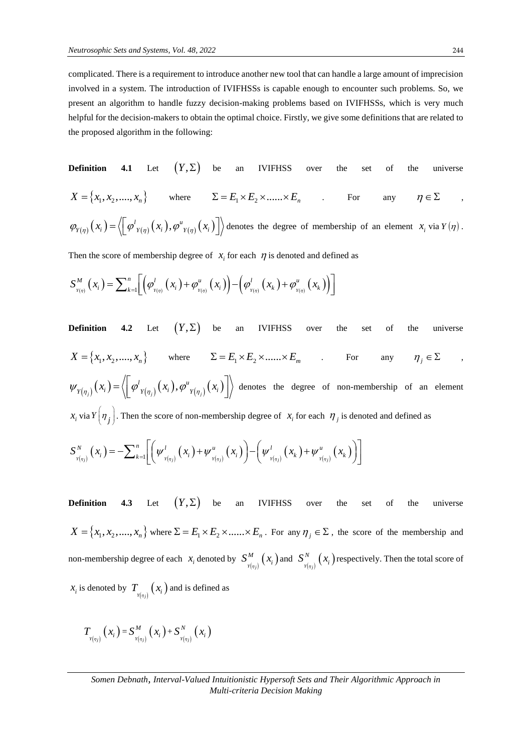complicated. There is a requirement to introduce another new tool that can handle a large amount of imprecision involved in a system. The introduction of IVIFHSSs is capable enough to encounter such problems. So, we present an algorithm to handle fuzzy decision-making problems based on IVIFHSSs, which is very much helpful for the decision-makers to obtain the optimal choice. Firstly, we give some definitions that are related to the proposed algorithm in the following:

**Definition 4.1** Let $(Y,\Sigma)$ be an IVIFHSS over the set of the universe $X=\{x_1,x_2,....,x_n\}$ where $\Sigma = E_1 \times E_2 \times ...... \times E_n$. For any $\eta \in \Sigma$, $\varphi_{Y(\eta)}(x_i)=\left\langle\left[\varphi^l{}_{Y(\eta)}(x_i),\varphi^u{}_{Y(\eta)}(x_i)\right]\right\rangle$ denotes the degree of membership of an element $x_i$ via $Y(\eta)$. Then the score of membership degree of $x_i$ for each $\eta$ is denoted and defined as

$$S^M_{Y(\eta)}(x_i)=\sum_{k=1}^{n}\left[\left(\varphi^l_{Y(\eta)}(x_i)+\varphi^u_{Y(\eta)}(x_i)\right)-\left(\varphi^l_{Y(\eta)}(x_k)+\varphi^u_{Y(\eta)}(x_k)\right)\right]$$

**Definition 4.2** Let $(Y,\Sigma)$ be an IVIFHSS over the set of the universe $X=\{x_1,x_2,....,x_n\}$ where $\Sigma = E_1 \times E_2 \times ...... \times E_m$. For any $\eta_j \in \Sigma$, $\psi_{Y(\eta_j)}(x_i)=\left\langle\left[\varphi^l{}_{Y(\eta_j)}(x_i),\varphi^u{}_{Y(\eta_j)}(x_i)\right]\right\rangle$ denotes the degree of non-membership of an element $x_i$ via $Y(\eta_j)$. Then the score of non-membership degree of $x_i$ for each $\eta_j$ is denoted and defined as

$$S^N_{Y(\eta_j)}(x_i)=-\sum_{k=1}^{n}\left[\left(\psi^l_{Y(\eta_j)}(x_i)+\psi^u_{Y(\eta_j)}(x_i)\right)-\left(\psi^l_{Y(\eta_j)}(x_k)+\psi^u_{Y(\eta_j)}(x_k)\right)\right]$$

**Definition 4.3** Let $(Y,\Sigma)$ be an IVIFHSS over the set of the universe $X=\{x_1,x_2,....,x_n\}$ where $\Sigma = E_1 \times E_2 \times ...... \times E_n$. For any $\eta_j \in \Sigma$, the score of the membership and non-membership degree of each $x_i$ denoted by $S^M_{Y(\eta_j)}(x_i)$ and $S^N_{Y(\eta_j)}(x_i)$ respectively. Then the total score of $x_i$ is denoted by $T_{Y(\eta_j)}(x_i)$ and is defined as

$$T_{Y(\eta_j)}(x_i)=S^M_{Y(\eta_j)}(x_i)+S^N_{Y(\eta_j)}(x_i)$$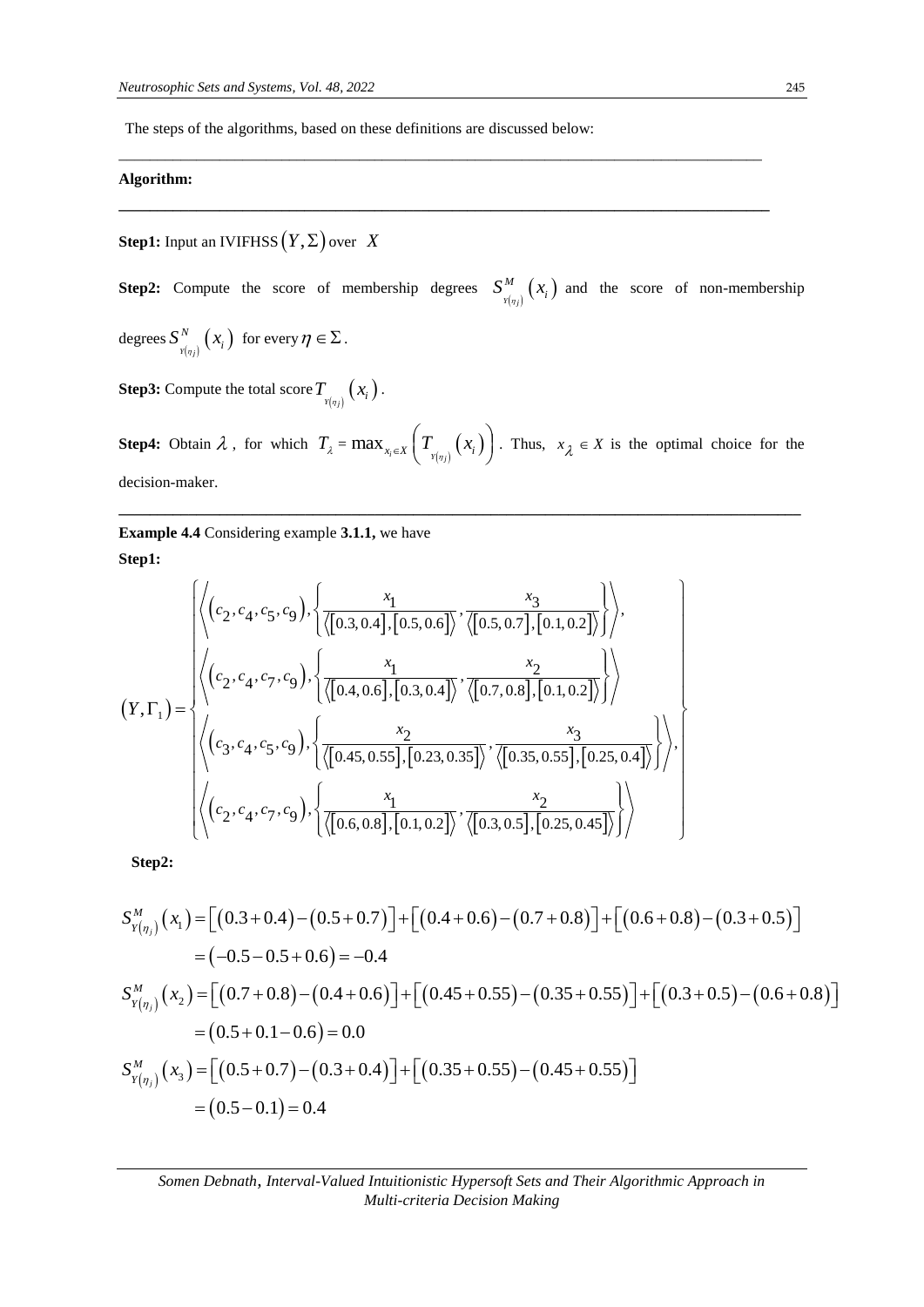The steps of the algorithms, based on these definitions are discussed below:

---

**Algorithm:**

---

**Step1:** Input an IVIFHSS $(Y, \Sigma)$ over $X$

**Step2:** Compute the score of membership degrees $S^{M}_{Y(\eta_j)}(x_i)$ and the score of non-membership degrees $S^{N}_{Y(\eta_j)}(x_i)$ for every $\eta \in \Sigma$.

**Step3:** Compute the total score $T_{Y(\eta_j)}(x_i)$.

**Step4:** Obtain $\lambda$, for which $T_{\lambda} = \max_{x_i \in X}\left(T_{Y(\eta_j)}(x_i)\right)$. Thus, $x_{\lambda} \in X$ is the optimal choice for the decision-maker.

---

**Example 4.4** Considering example **3.1.1,** we have

**Step1:**

$$
(Y, \Gamma_1) = \left\{
\begin{array}{l}
\left\langle (c_2, c_4, c_5, c_9), \left\{ \dfrac{x_1}{\langle [0.3, 0.4], [0.5, 0.6] \rangle}, \dfrac{x_3}{\langle [0.5, 0.7], [0.1, 0.2] \rangle} \right\} \right\rangle, \\
\left\langle (c_2, c_4, c_7, c_9), \left\{ \dfrac{x_1}{\langle [0.4, 0.6], [0.3, 0.4] \rangle}, \dfrac{x_2}{\langle [0.7, 0.8], [0.1, 0.2] \rangle} \right\} \right\rangle \\
\left\langle (c_3, c_4, c_5, c_9), \left\{ \dfrac{x_2}{\langle [0.45, 0.55], [0.23, 0.35] \rangle}, \dfrac{x_3}{\langle [0.35, 0.55], [0.25, 0.4] \rangle} \right\} \right\rangle, \\
\left\langle (c_2, c_4, c_7, c_9), \left\{ \dfrac{x_1}{\langle [0.6, 0.8], [0.1, 0.2] \rangle}, \dfrac{x_2}{\langle [0.3, 0.5], [0.25, 0.45] \rangle} \right\} \right\rangle
\end{array}
\right\}
$$

**Step2:**

$$
\begin{aligned}
S^{M}_{Y(\eta_j)}(x_1) &= \left[(0.3+0.4)-(0.5+0.7)\right] + \left[(0.4+0.6)-(0.7+0.8)\right] + \left[(0.6+0.8)-(0.3+0.5)\right] \\
&= (-0.5-0.5+0.6) = -0.4 \\
S^{M}_{Y(\eta_j)}(x_2) &= \left[(0.7+0.8)-(0.4+0.6)\right] + \left[(0.45+0.55)-(0.35+0.55)\right] + \left[(0.3+0.5)-(0.6+0.8)\right] \\
&= (0.5+0.1-0.6) = 0.0 \\
S^{M}_{Y(\eta_j)}(x_3) &= \left[(0.5+0.7)-(0.3+0.4)\right] + \left[(0.35+0.55)-(0.45+0.55)\right] \\
&= (0.5-0.1) = 0.4
\end{aligned}
$$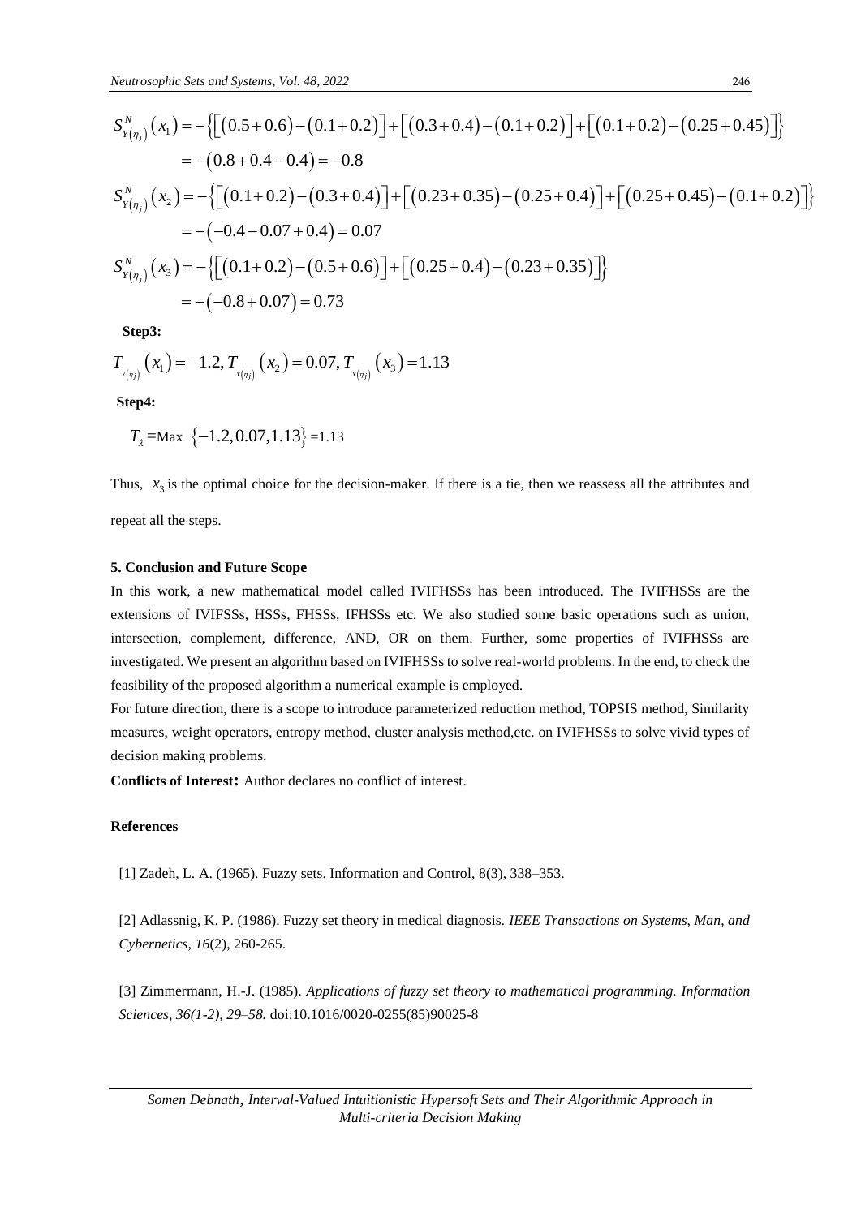$$S^N_{Y(\eta_j)}(x_1) = -\left\{\left[(0.5+0.6)-(0.1+0.2)\right]+\left[(0.3+0.4)-(0.1+0.2)\right]+\left[(0.1+0.2)-(0.25+0.45)\right]\right\}$$
$$= -(0.8+0.4-0.4) = -0.8$$
$$S^N_{Y(\eta_j)}(x_2) = -\left\{\left[(0.1+0.2)-(0.3+0.4)\right]+\left[(0.23+0.35)-(0.25+0.4)\right]+\left[(0.25+0.45)-(0.1+0.2)\right]\right\}$$
$$= -(-0.4-0.07+0.4) = 0.07$$
$$S^N_{Y(\eta_j)}(x_3) = -\left\{\left[(0.1+0.2)-(0.5+0.6)\right]+\left[(0.25+0.4)-(0.23+0.35)\right]\right\}$$
$$= -(-0.8+0.07) = 0.73$$

**Step3:**

$$T_{Y(\eta j)}(x_1) = -1.2, T_{Y(\eta j)}(x_2) = 0.07, T_{Y(\eta j)}(x_3) = 1.13$$

**Step4:**

$$T_\lambda = \text{Max } \{-1.2, 0.07, 1.13\} = 1.13$$

Thus, $x_3$ is the optimal choice for the decision-maker. If there is a tie, then we reassess all the attributes and repeat all the steps.

## 5. Conclusion and Future Scope

In this work, a new mathematical model called IVIFHSSs has been introduced. The IVIFHSSs are the extensions of IVIFSSs, HSSs, FHSSs, IFHSSs etc. We also studied some basic operations such as union, intersection, complement, difference, AND, OR on them. Further, some properties of IVIFHSSs are investigated. We present an algorithm based on IVIFHSSs to solve real-world problems. In the end, to check the feasibility of the proposed algorithm a numerical example is employed.

For future direction, there is a scope to introduce parameterized reduction method, TOPSIS method, Similarity measures, weight operators, entropy method, cluster analysis method,etc. on IVIFHSSs to solve vivid types of decision making problems.

**Conflicts of Interest:** Author declares no conflict of interest.

## References

[1] Zadeh, L. A. (1965). Fuzzy sets. Information and Control, 8(3), 338–353.

[2] Adlassnig, K. P. (1986). Fuzzy set theory in medical diagnosis. *IEEE Transactions on Systems, Man, and Cybernetics*, *16*(2), 260-265.

[3] Zimmermann, H.-J. (1985). *Applications of fuzzy set theory to mathematical programming. Information Sciences, 36(1-2), 29–58.* doi:10.1016/0020-0255(85)90025-8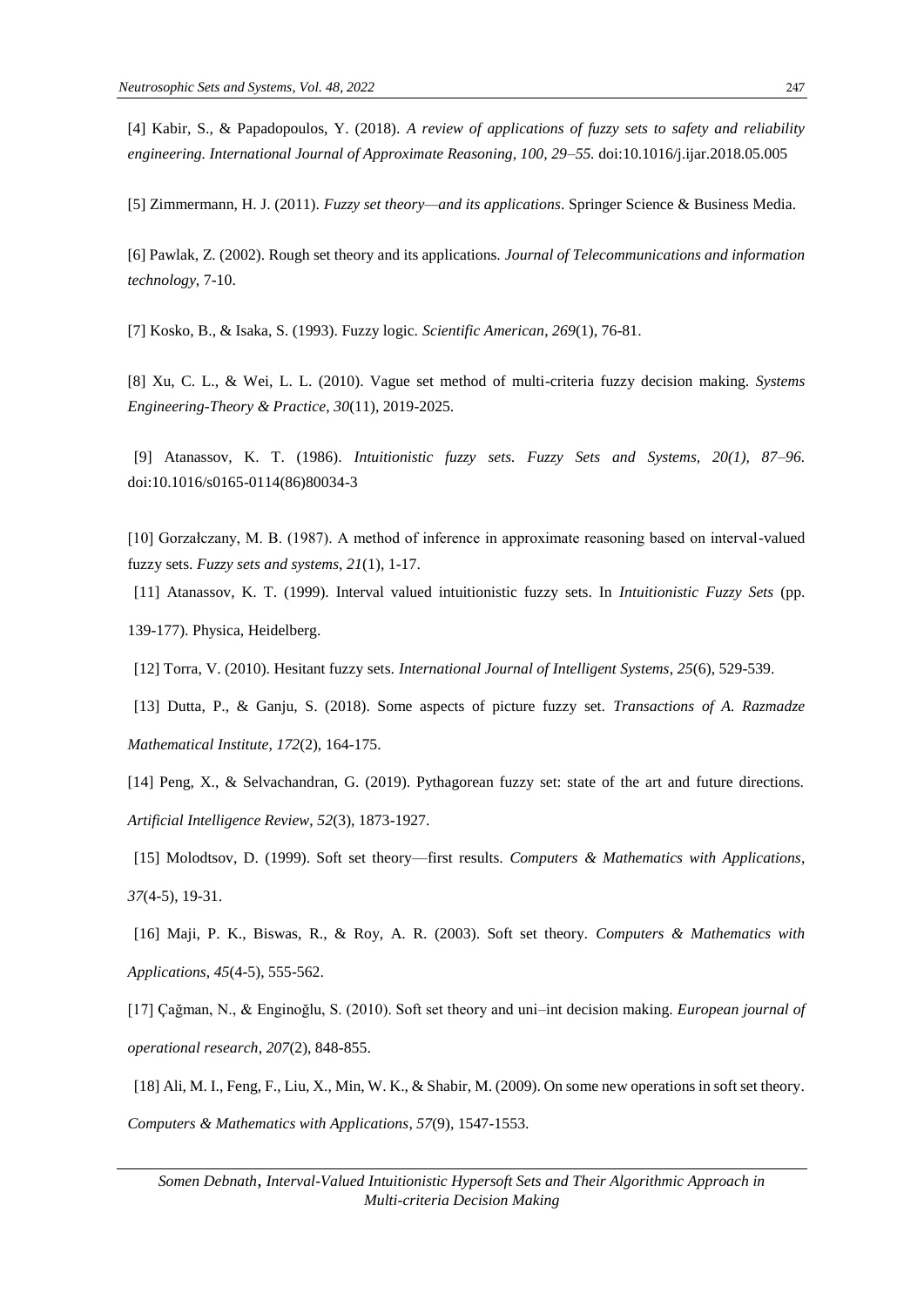[4] Kabir, S., & Papadopoulos, Y. (2018). *A review of applications of fuzzy sets to safety and reliability engineering. International Journal of Approximate Reasoning, 100, 29–55.* doi:10.1016/j.ijar.2018.05.005

[5] Zimmermann, H. J. (2011). *Fuzzy set theory—and its applications*. Springer Science & Business Media.

[6] Pawlak, Z. (2002). Rough set theory and its applications. *Journal of Telecommunications and information technology*, 7-10.

[7] Kosko, B., & Isaka, S. (1993). Fuzzy logic. *Scientific American*, *269*(1), 76-81.

[8] Xu, C. L., & Wei, L. L. (2010). Vague set method of multi-criteria fuzzy decision making. *Systems Engineering-Theory & Practice*, *30*(11), 2019-2025.

[9] Atanassov, K. T. (1986). *Intuitionistic fuzzy sets. Fuzzy Sets and Systems, 20(1), 87–96.* doi:10.1016/s0165-0114(86)80034-3

[10] Gorzałczany, M. B. (1987). A method of inference in approximate reasoning based on interval-valued fuzzy sets. *Fuzzy sets and systems*, *21*(1), 1-17.

[11] Atanassov, K. T. (1999). Interval valued intuitionistic fuzzy sets. In *Intuitionistic Fuzzy Sets* (pp. 139-177). Physica, Heidelberg.

[12] Torra, V. (2010). Hesitant fuzzy sets. *International Journal of Intelligent Systems*, *25*(6), 529-539.

[13] Dutta, P., & Ganju, S. (2018). Some aspects of picture fuzzy set. *Transactions of A. Razmadze Mathematical Institute*, *172*(2), 164-175.

[14] Peng, X., & Selvachandran, G. (2019). Pythagorean fuzzy set: state of the art and future directions. *Artificial Intelligence Review*, *52*(3), 1873-1927.

[15] Molodtsov, D. (1999). Soft set theory—first results. *Computers & Mathematics with Applications*, *37*(4-5), 19-31.

[16] Maji, P. K., Biswas, R., & Roy, A. R. (2003). Soft set theory. *Computers & Mathematics with Applications*, *45*(4-5), 555-562.

[17] Çağman, N., & Enginoğlu, S. (2010). Soft set theory and uni–int decision making. *European journal of operational research*, *207*(2), 848-855.

[18] Ali, M. I., Feng, F., Liu, X., Min, W. K., & Shabir, M. (2009). On some new operations in soft set theory. *Computers & Mathematics with Applications*, *57*(9), 1547-1553.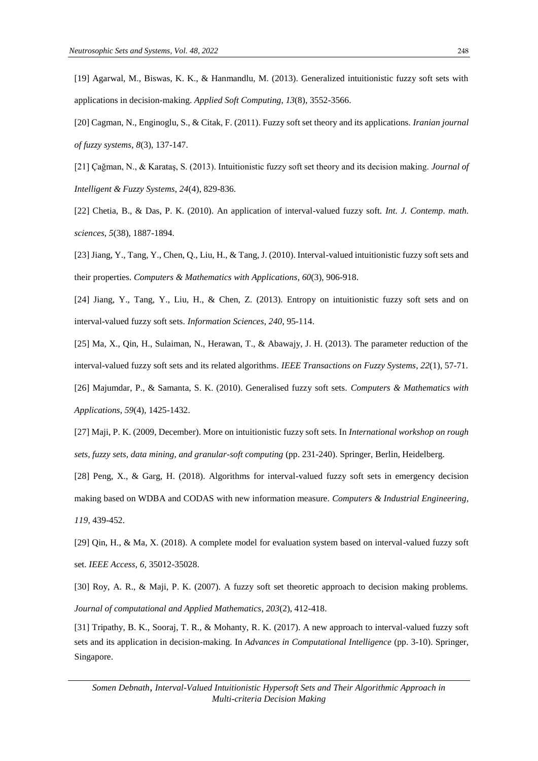[19] Agarwal, M., Biswas, K. K., & Hanmandlu, M. (2013). Generalized intuitionistic fuzzy soft sets with applications in decision-making. *Applied Soft Computing*, *13*(8), 3552-3566.

[20] Cagman, N., Enginoglu, S., & Citak, F. (2011). Fuzzy soft set theory and its applications. *Iranian journal of fuzzy systems*, *8*(3), 137-147.

[21] Çağman, N., & Karataş, S. (2013). Intuitionistic fuzzy soft set theory and its decision making. *Journal of Intelligent & Fuzzy Systems*, *24*(4), 829-836.

[22] Chetia, B., & Das, P. K. (2010). An application of interval-valued fuzzy soft. *Int. J. Contemp. math. sciences*, *5*(38), 1887-1894.

[23] Jiang, Y., Tang, Y., Chen, Q., Liu, H., & Tang, J. (2010). Interval-valued intuitionistic fuzzy soft sets and their properties. *Computers & Mathematics with Applications*, *60*(3), 906-918.

[24] Jiang, Y., Tang, Y., Liu, H., & Chen, Z. (2013). Entropy on intuitionistic fuzzy soft sets and on interval-valued fuzzy soft sets. *Information Sciences*, *240*, 95-114.

[25] Ma, X., Qin, H., Sulaiman, N., Herawan, T., & Abawajy, J. H. (2013). The parameter reduction of the interval-valued fuzzy soft sets and its related algorithms. *IEEE Transactions on Fuzzy Systems*, *22*(1), 57-71.

[26] Majumdar, P., & Samanta, S. K. (2010). Generalised fuzzy soft sets. *Computers & Mathematics with Applications*, *59*(4), 1425-1432.

[27] Maji, P. K. (2009, December). More on intuitionistic fuzzy soft sets. In *International workshop on rough sets, fuzzy sets, data mining, and granular-soft computing* (pp. 231-240). Springer, Berlin, Heidelberg.

[28] Peng, X., & Garg, H. (2018). Algorithms for interval-valued fuzzy soft sets in emergency decision making based on WDBA and CODAS with new information measure. *Computers & Industrial Engineering*, *119*, 439-452.

[29] Qin, H., & Ma, X. (2018). A complete model for evaluation system based on interval-valued fuzzy soft set. *IEEE Access*, *6*, 35012-35028.

[30] Roy, A. R., & Maji, P. K. (2007). A fuzzy soft set theoretic approach to decision making problems. *Journal of computational and Applied Mathematics*, *203*(2), 412-418.

[31] Tripathy, B. K., Sooraj, T. R., & Mohanty, R. K. (2017). A new approach to interval-valued fuzzy soft sets and its application in decision-making. In *Advances in Computational Intelligence* (pp. 3-10). Springer, Singapore.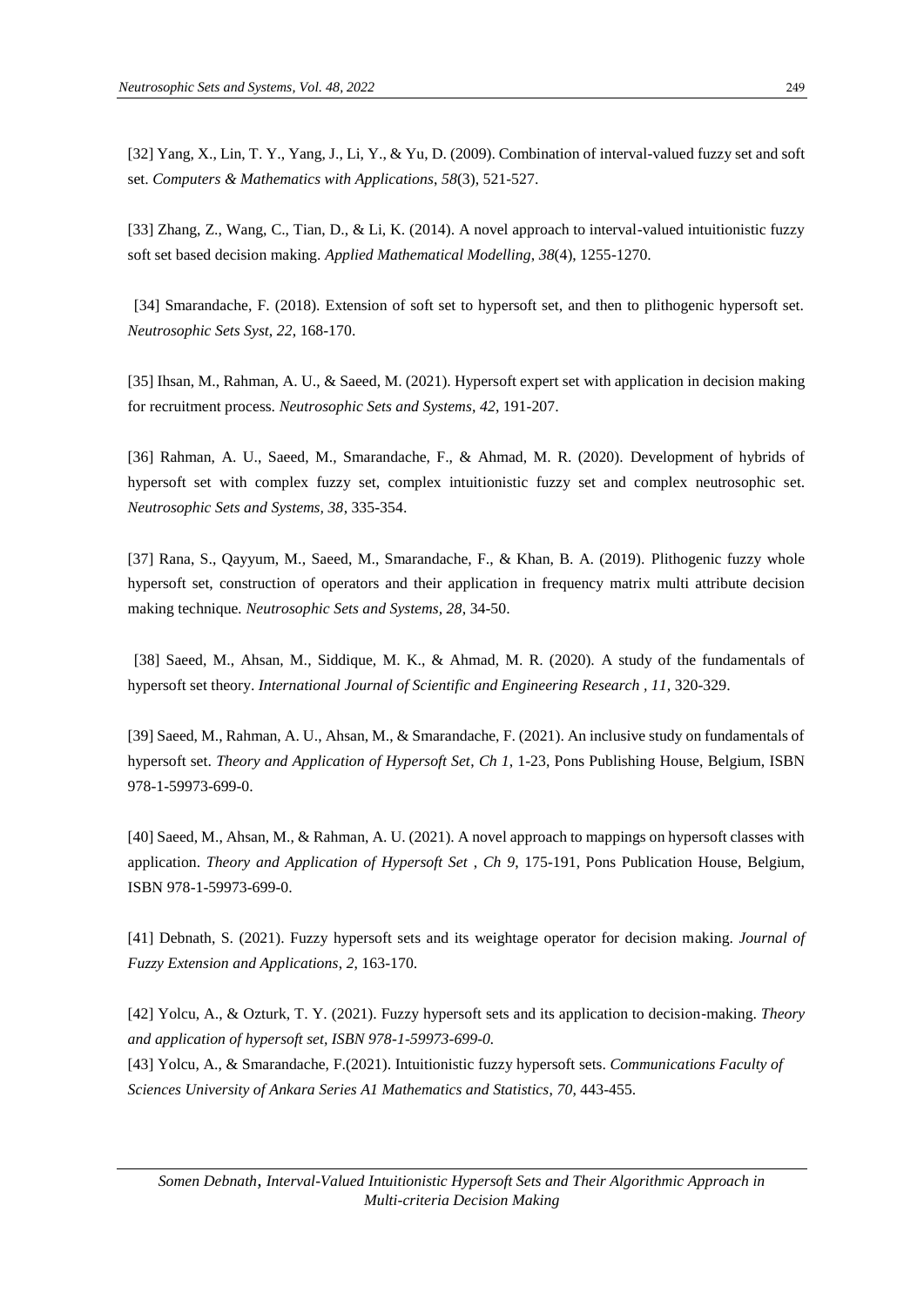[32] Yang, X., Lin, T. Y., Yang, J., Li, Y., & Yu, D. (2009). Combination of interval-valued fuzzy set and soft set. *Computers & Mathematics with Applications*, *58*(3), 521-527.

[33] Zhang, Z., Wang, C., Tian, D., & Li, K. (2014). A novel approach to interval-valued intuitionistic fuzzy soft set based decision making. *Applied Mathematical Modelling*, *38*(4), 1255-1270.

[34] Smarandache, F. (2018). Extension of soft set to hypersoft set, and then to plithogenic hypersoft set. *Neutrosophic Sets Syst*, *22*, 168-170.

[35] Ihsan, M., Rahman, A. U., & Saeed, M. (2021). Hypersoft expert set with application in decision making for recruitment process. *Neutrosophic Sets and Systems*, *42*, 191-207.

[36] Rahman, A. U., Saeed, M., Smarandache, F., & Ahmad, M. R. (2020). Development of hybrids of hypersoft set with complex fuzzy set, complex intuitionistic fuzzy set and complex neutrosophic set. *Neutrosophic Sets and Systems, 38*, 335-354.

[37] Rana, S., Qayyum, M., Saeed, M., Smarandache, F., & Khan, B. A. (2019). Plithogenic fuzzy whole hypersoft set, construction of operators and their application in frequency matrix multi attribute decision making technique. *Neutrosophic Sets and Systems, 28*, 34-50.

[38] Saeed, M., Ahsan, M., Siddique, M. K., & Ahmad, M. R. (2020). A study of the fundamentals of hypersoft set theory. *International Journal of Scientific and Engineering Research , 11*, 320-329.

[39] Saeed, M., Rahman, A. U., Ahsan, M., & Smarandache, F. (2021). An inclusive study on fundamentals of hypersoft set. *Theory and Application of Hypersoft Set*, *Ch 1*, 1-23, Pons Publishing House, Belgium, ISBN 978-1-59973-699-0.

[40] Saeed, M., Ahsan, M., & Rahman, A. U. (2021). A novel approach to mappings on hypersoft classes with application. *Theory and Application of Hypersoft Set* , *Ch 9*, 175-191, Pons Publication House, Belgium, ISBN 978-1-59973-699-0.

[41] Debnath, S. (2021). Fuzzy hypersoft sets and its weightage operator for decision making. *Journal of Fuzzy Extension and Applications*, *2*, 163-170.

[42] Yolcu, A., & Ozturk, T. Y. (2021). Fuzzy hypersoft sets and its application to decision-making. *Theory and application of hypersoft set, ISBN 978-1-59973-699-0.*

[43] Yolcu, A., & Smarandache, F.(2021). Intuitionistic fuzzy hypersoft sets. *Communications Faculty of Sciences University of Ankara Series A1 Mathematics and Statistics*, *70*, 443-455.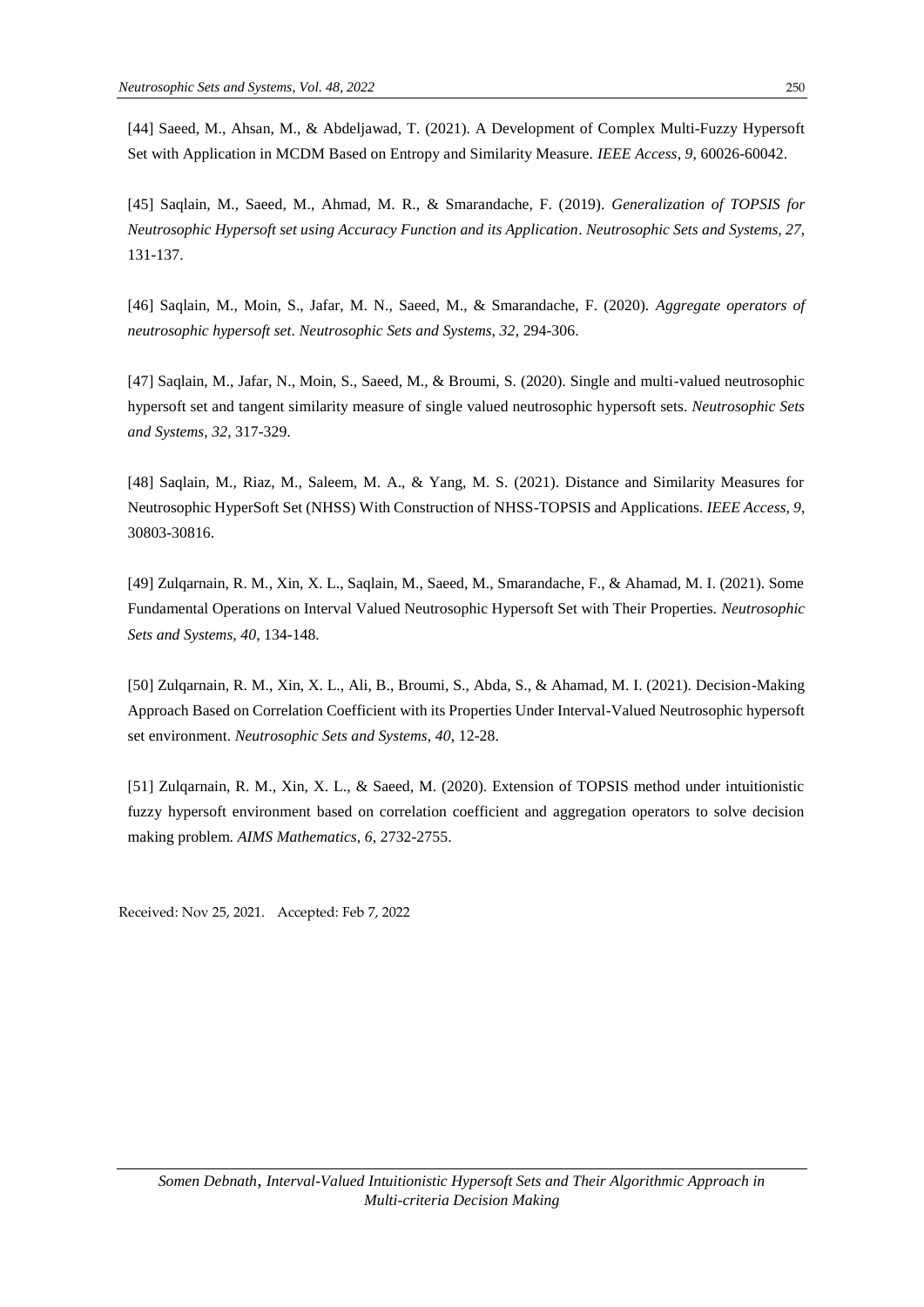[44] Saeed, M., Ahsan, M., & Abdeljawad, T. (2021). A Development of Complex Multi-Fuzzy Hypersoft Set with Application in MCDM Based on Entropy and Similarity Measure. *IEEE Access*, *9*, 60026-60042.

[45] Saqlain, M., Saeed, M., Ahmad, M. R., & Smarandache, F. (2019). *Generalization of TOPSIS for Neutrosophic Hypersoft set using Accuracy Function and its Application*. *Neutrosophic Sets and Systems, 27,* 131-137.

[46] Saqlain, M., Moin, S., Jafar, M. N., Saeed, M., & Smarandache, F. (2020). *Aggregate operators of neutrosophic hypersoft set*. *Neutrosophic Sets and Systems, 32*, 294-306.

[47] Saqlain, M., Jafar, N., Moin, S., Saeed, M., & Broumi, S. (2020). Single and multi-valued neutrosophic hypersoft set and tangent similarity measure of single valued neutrosophic hypersoft sets. *Neutrosophic Sets and Systems*, *32*, 317-329.

[48] Saqlain, M., Riaz, M., Saleem, M. A., & Yang, M. S. (2021). Distance and Similarity Measures for Neutrosophic HyperSoft Set (NHSS) With Construction of NHSS-TOPSIS and Applications. *IEEE Access*, *9*, 30803-30816.

[49] Zulqarnain, R. M., Xin, X. L., Saqlain, M., Saeed, M., Smarandache, F., & Ahamad, M. I. (2021). Some Fundamental Operations on Interval Valued Neutrosophic Hypersoft Set with Their Properties. *Neutrosophic Sets and Systems*, *40*, 134-148.

[50] Zulqarnain, R. M., Xin, X. L., Ali, B., Broumi, S., Abda, S., & Ahamad, M. I. (2021). Decision-Making Approach Based on Correlation Coefficient with its Properties Under Interval-Valued Neutrosophic hypersoft set environment. *Neutrosophic Sets and Systems*, *40*, 12-28.

[51] Zulqarnain, R. M., Xin, X. L., & Saeed, M. (2020). Extension of TOPSIS method under intuitionistic fuzzy hypersoft environment based on correlation coefficient and aggregation operators to solve decision making problem. *AIMS Mathematics*, *6*, 2732-2755.

Received: Nov 25, 2021. Accepted: Feb 7, 2022